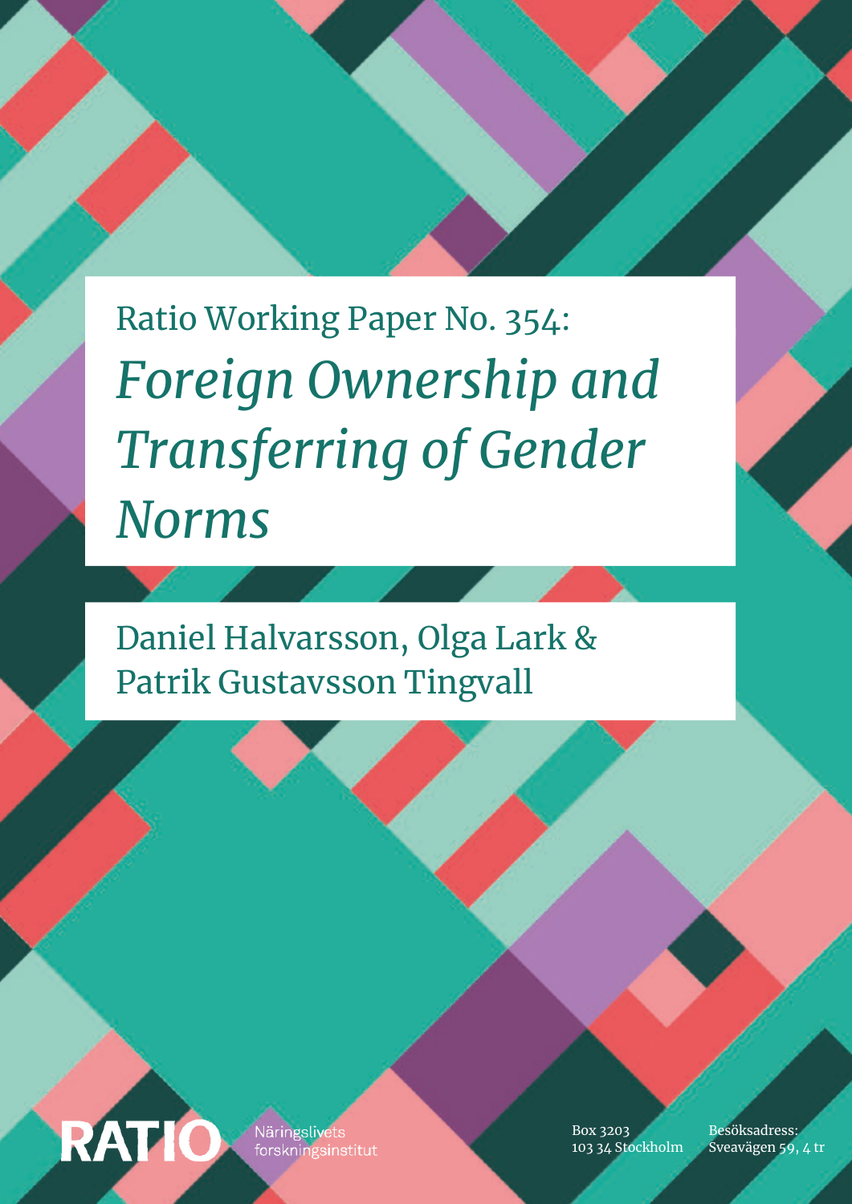Ratio Working Paper No. 354:

# *Foreign Ownership and Transferring of Gender Norms*

Daniel Halvarsson, Olga Lark & Patrik Gustavsson Tingvall

RATIO Näringslivets forskningsinstitut

Box 3203
103 34 Stockholm

Besöksadress:
Sveavägen 59, 4 tr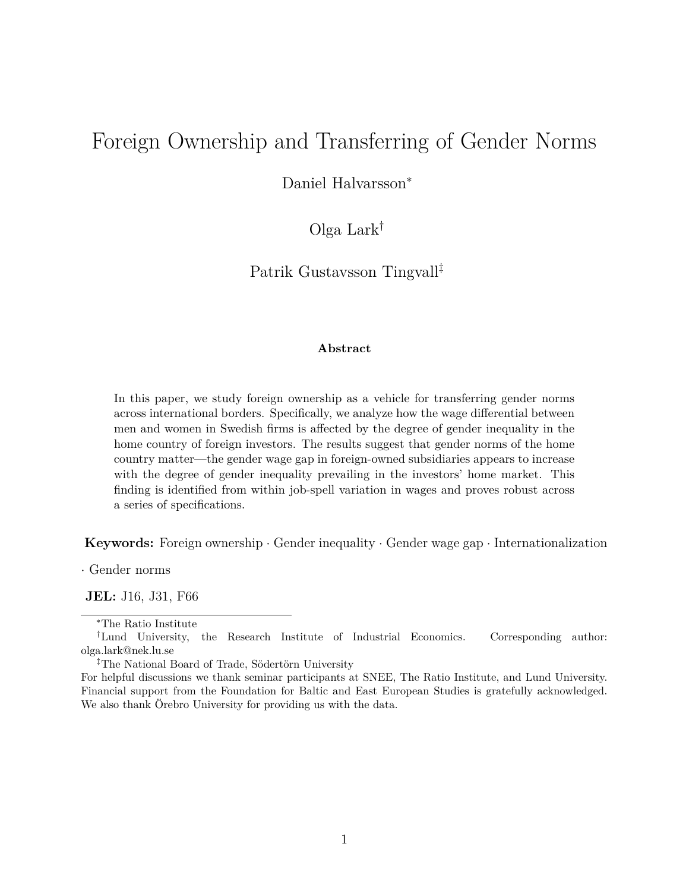# Foreign Ownership and Transferring of Gender Norms

Daniel Halvarsson[*]

Olga Lark[†]

Patrik Gustavsson Tingvall[‡]

**Abstract**

In this paper, we study foreign ownership as a vehicle for transferring gender norms across international borders. Specifically, we analyze how the wage differential between men and women in Swedish firms is affected by the degree of gender inequality in the home country of foreign investors. The results suggest that gender norms of the home country matter—the gender wage gap in foreign-owned subsidiaries appears to increase with the degree of gender inequality prevailing in the investors' home market. This finding is identified from within job-spell variation in wages and proves robust across a series of specifications.

**Keywords:** Foreign ownership · Gender inequality · Gender wage gap · Internationalization · Gender norms

**JEL:** J16, J31, F66

---

[*] The Ratio Institute

[†] Lund University, the Research Institute of Industrial Economics. Corresponding author: olga.lark@nek.lu.se

[‡] The National Board of Trade, Södertörn University

For helpful discussions we thank seminar participants at SNEE, The Ratio Institute, and Lund University. Financial support from the Foundation for Baltic and East European Studies is gratefully acknowledged. We also thank Örebro University for providing us with the data.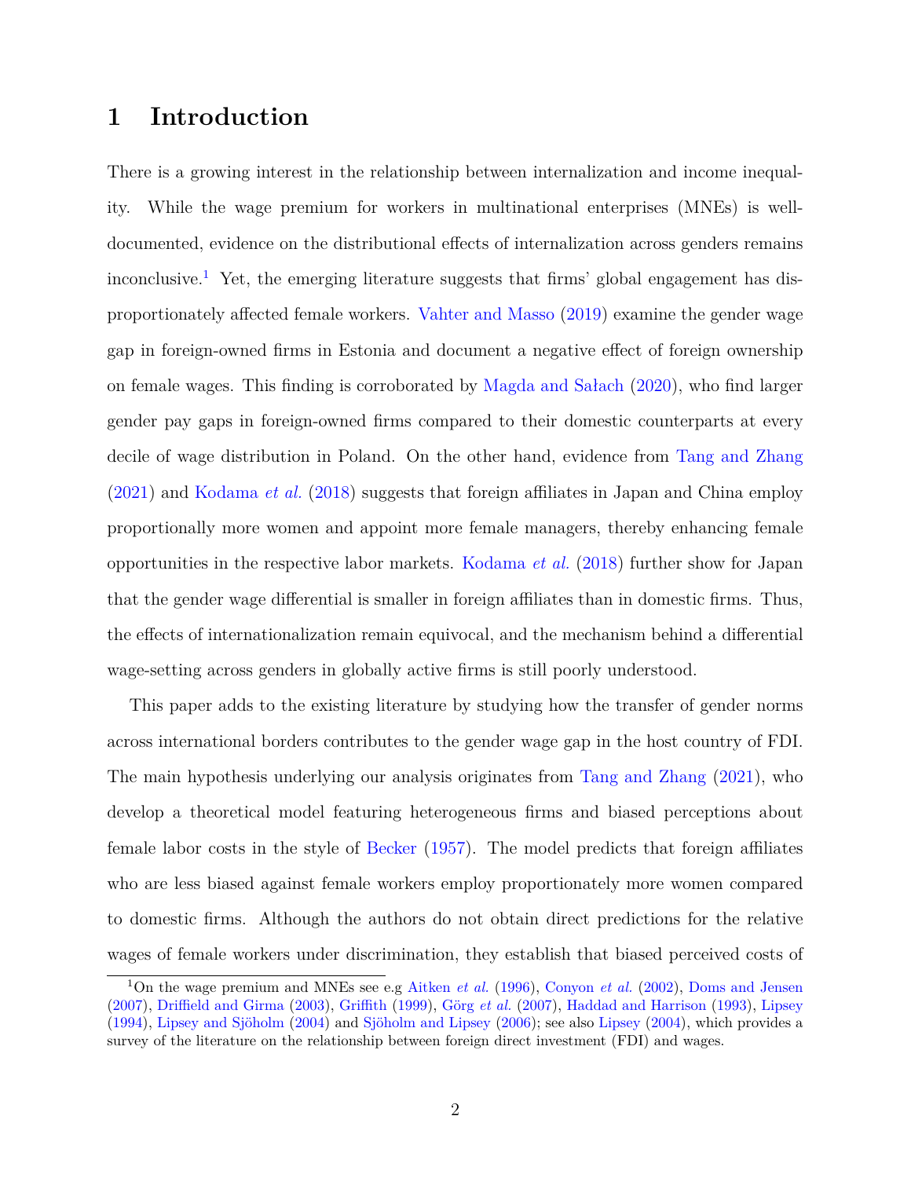# 1 Introduction

There is a growing interest in the relationship between internalization and income inequality. While the wage premium for workers in multinational enterprises (MNEs) is well-documented, evidence on the distributional effects of internalization across genders remains inconclusive.[1] Yet, the emerging literature suggests that firms' global engagement has disproportionately affected female workers. Vahter and Masso (2019) examine the gender wage gap in foreign-owned firms in Estonia and document a negative effect of foreign ownership on female wages. This finding is corroborated by Magda and Sałach (2020), who find larger gender pay gaps in foreign-owned firms compared to their domestic counterparts at every decile of wage distribution in Poland. On the other hand, evidence from Tang and Zhang (2021) and Kodama *et al.* (2018) suggests that foreign affiliates in Japan and China employ proportionally more women and appoint more female managers, thereby enhancing female opportunities in the respective labor markets. Kodama *et al.* (2018) further show for Japan that the gender wage differential is smaller in foreign affiliates than in domestic firms. Thus, the effects of internationalization remain equivocal, and the mechanism behind a differential wage-setting across genders in globally active firms is still poorly understood.

This paper adds to the existing literature by studying how the transfer of gender norms across international borders contributes to the gender wage gap in the host country of FDI. The main hypothesis underlying our analysis originates from Tang and Zhang (2021), who develop a theoretical model featuring heterogeneous firms and biased perceptions about female labor costs in the style of Becker (1957). The model predicts that foreign affiliates who are less biased against female workers employ proportionately more women compared to domestic firms. Although the authors do not obtain direct predictions for the relative wages of female workers under discrimination, they establish that biased perceived costs of

[1] On the wage premium and MNEs see e.g Aitken *et al.* (1996), Conyon *et al.* (2002), Doms and Jensen (2007), Driffield and Girma (2003), Griffith (1999), Görg *et al.* (2007), Haddad and Harrison (1993), Lipsey (1994), Lipsey and Sjöholm (2004) and Sjöholm and Lipsey (2006); see also Lipsey (2004), which provides a survey of the literature on the relationship between foreign direct investment (FDI) and wages.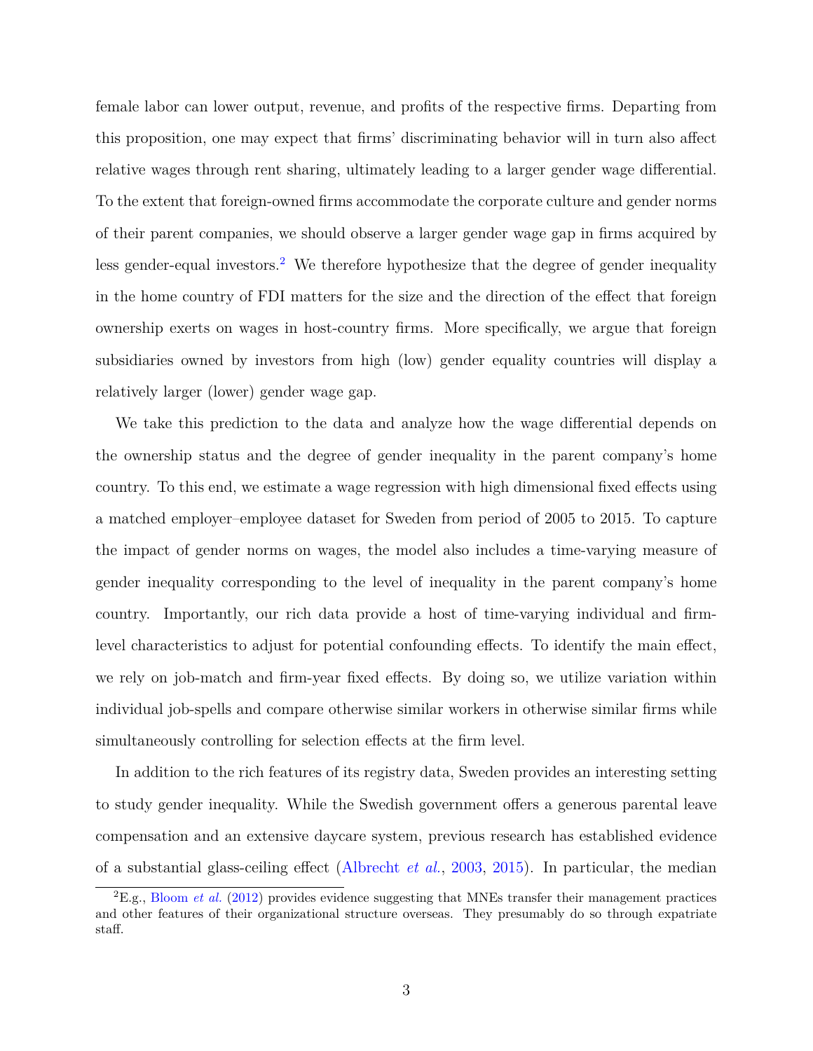female labor can lower output, revenue, and profits of the respective firms. Departing from this proposition, one may expect that firms' discriminating behavior will in turn also affect relative wages through rent sharing, ultimately leading to a larger gender wage differential. To the extent that foreign-owned firms accommodate the corporate culture and gender norms of their parent companies, we should observe a larger gender wage gap in firms acquired by less gender-equal investors.[2] We therefore hypothesize that the degree of gender inequality in the home country of FDI matters for the size and the direction of the effect that foreign ownership exerts on wages in host-country firms. More specifically, we argue that foreign subsidiaries owned by investors from high (low) gender equality countries will display a relatively larger (lower) gender wage gap.

We take this prediction to the data and analyze how the wage differential depends on the ownership status and the degree of gender inequality in the parent company's home country. To this end, we estimate a wage regression with high dimensional fixed effects using a matched employer–employee dataset for Sweden from period of 2005 to 2015. To capture the impact of gender norms on wages, the model also includes a time-varying measure of gender inequality corresponding to the level of inequality in the parent company's home country. Importantly, our rich data provide a host of time-varying individual and firm-level characteristics to adjust for potential confounding effects. To identify the main effect, we rely on job-match and firm-year fixed effects. By doing so, we utilize variation within individual job-spells and compare otherwise similar workers in otherwise similar firms while simultaneously controlling for selection effects at the firm level.

In addition to the rich features of its registry data, Sweden provides an interesting setting to study gender inequality. While the Swedish government offers a generous parental leave compensation and an extensive daycare system, previous research has established evidence of a substantial glass-ceiling effect (Albrecht *et al.*, 2003, 2015). In particular, the median

[2] E.g., Bloom *et al.* (2012) provides evidence suggesting that MNEs transfer their management practices and other features of their organizational structure overseas. They presumably do so through expatriate staff.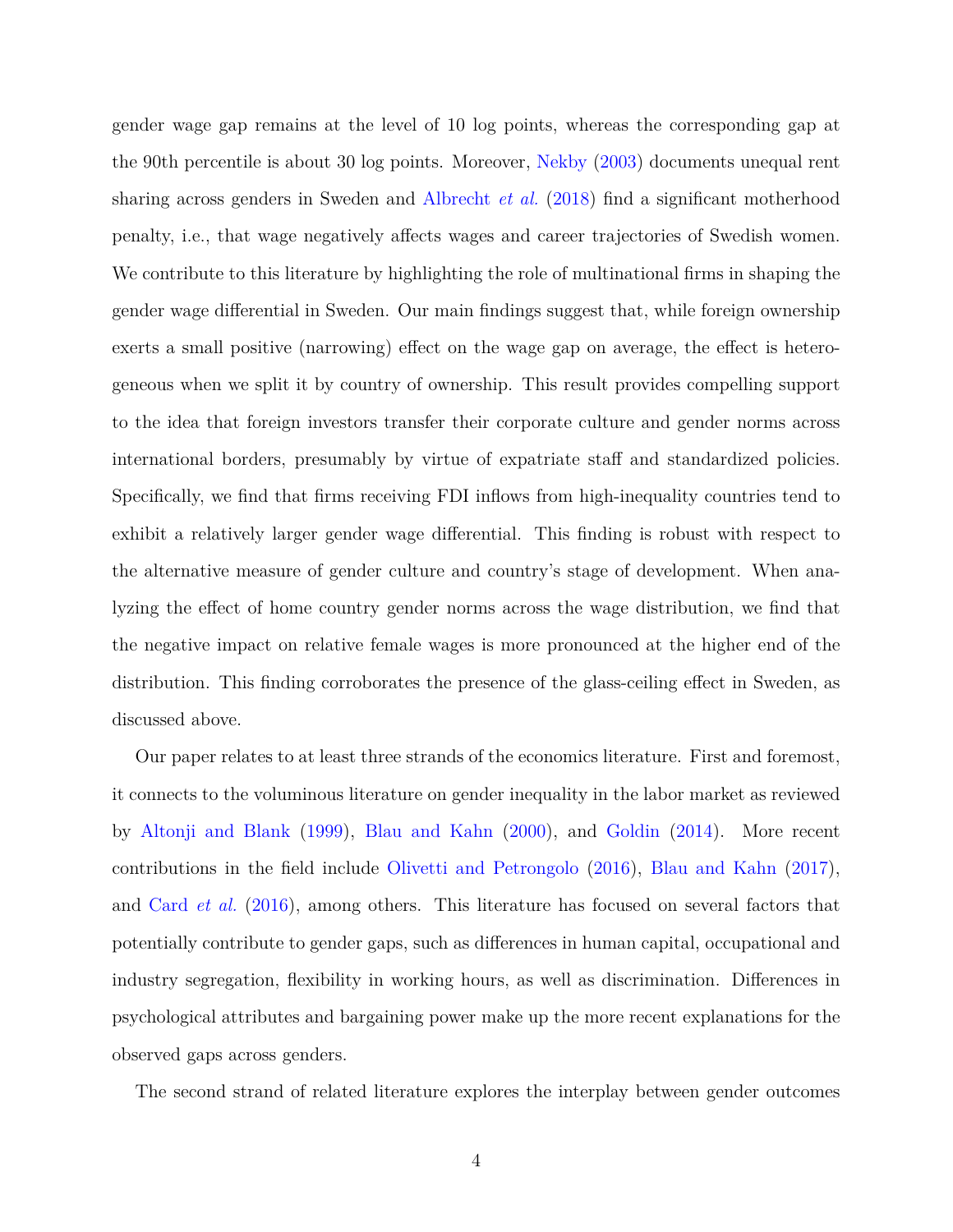gender wage gap remains at the level of 10 log points, whereas the corresponding gap at the 90th percentile is about 30 log points. Moreover, Nekby (2003) documents unequal rent sharing across genders in Sweden and Albrecht *et al.* (2018) find a significant motherhood penalty, i.e., that wage negatively affects wages and career trajectories of Swedish women. We contribute to this literature by highlighting the role of multinational firms in shaping the gender wage differential in Sweden. Our main findings suggest that, while foreign ownership exerts a small positive (narrowing) effect on the wage gap on average, the effect is heterogeneous when we split it by country of ownership. This result provides compelling support to the idea that foreign investors transfer their corporate culture and gender norms across international borders, presumably by virtue of expatriate staff and standardized policies. Specifically, we find that firms receiving FDI inflows from high-inequality countries tend to exhibit a relatively larger gender wage differential. This finding is robust with respect to the alternative measure of gender culture and country's stage of development. When analyzing the effect of home country gender norms across the wage distribution, we find that the negative impact on relative female wages is more pronounced at the higher end of the distribution. This finding corroborates the presence of the glass-ceiling effect in Sweden, as discussed above.

Our paper relates to at least three strands of the economics literature. First and foremost, it connects to the voluminous literature on gender inequality in the labor market as reviewed by Altonji and Blank (1999), Blau and Kahn (2000), and Goldin (2014). More recent contributions in the field include Olivetti and Petrongolo (2016), Blau and Kahn (2017), and Card *et al.* (2016), among others. This literature has focused on several factors that potentially contribute to gender gaps, such as differences in human capital, occupational and industry segregation, flexibility in working hours, as well as discrimination. Differences in psychological attributes and bargaining power make up the more recent explanations for the observed gaps across genders.

The second strand of related literature explores the interplay between gender outcomes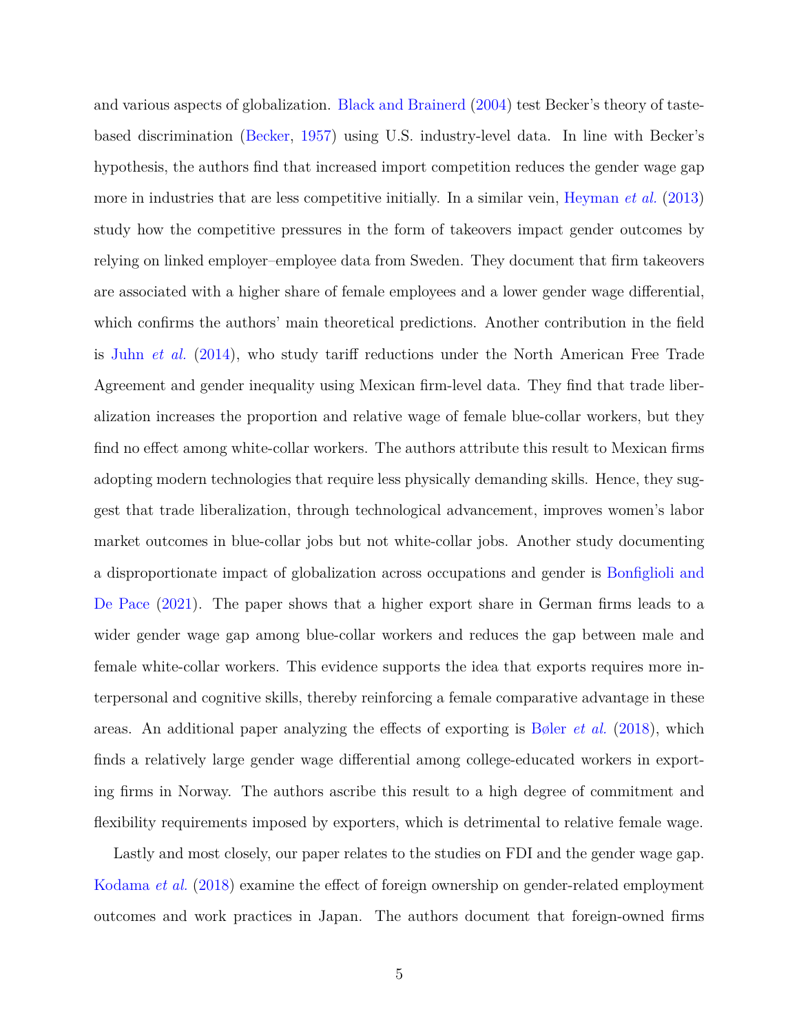and various aspects of globalization. Black and Brainerd (2004) test Becker's theory of taste-based discrimination (Becker, 1957) using U.S. industry-level data. In line with Becker's hypothesis, the authors find that increased import competition reduces the gender wage gap more in industries that are less competitive initially. In a similar vein, Heyman *et al.* (2013) study how the competitive pressures in the form of takeovers impact gender outcomes by relying on linked employer–employee data from Sweden. They document that firm takeovers are associated with a higher share of female employees and a lower gender wage differential, which confirms the authors' main theoretical predictions. Another contribution in the field is Juhn *et al.* (2014), who study tariff reductions under the North American Free Trade Agreement and gender inequality using Mexican firm-level data. They find that trade liberalization increases the proportion and relative wage of female blue-collar workers, but they find no effect among white-collar workers. The authors attribute this result to Mexican firms adopting modern technologies that require less physically demanding skills. Hence, they suggest that trade liberalization, through technological advancement, improves women's labor market outcomes in blue-collar jobs but not white-collar jobs. Another study documenting a disproportionate impact of globalization across occupations and gender is Bonfiglioli and De Pace (2021). The paper shows that a higher export share in German firms leads to a wider gender wage gap among blue-collar workers and reduces the gap between male and female white-collar workers. This evidence supports the idea that exports requires more interpersonal and cognitive skills, thereby reinforcing a female comparative advantage in these areas. An additional paper analyzing the effects of exporting is Bøler *et al.* (2018), which finds a relatively large gender wage differential among college-educated workers in exporting firms in Norway. The authors ascribe this result to a high degree of commitment and flexibility requirements imposed by exporters, which is detrimental to relative female wage.

Lastly and most closely, our paper relates to the studies on FDI and the gender wage gap. Kodama *et al.* (2018) examine the effect of foreign ownership on gender-related employment outcomes and work practices in Japan. The authors document that foreign-owned firms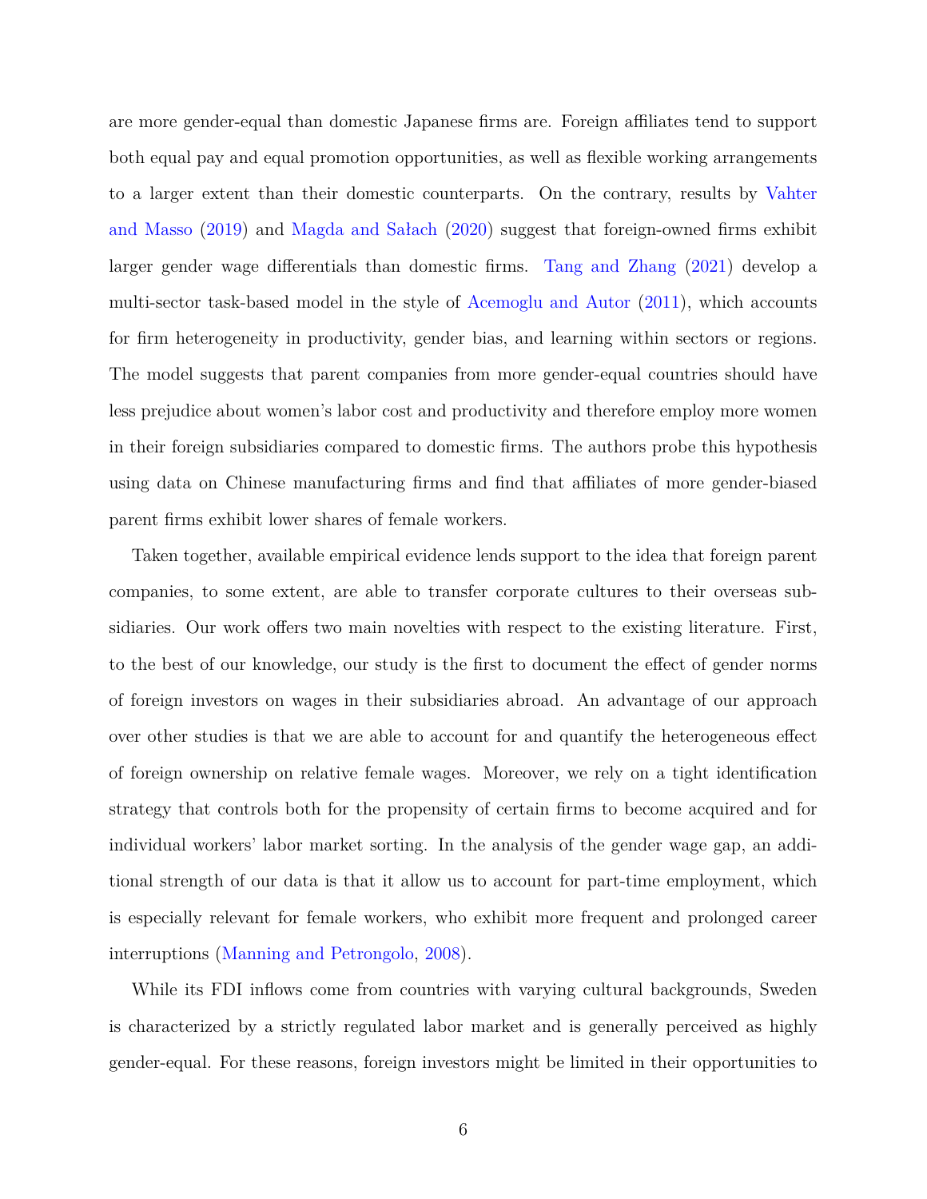are more gender-equal than domestic Japanese firms are. Foreign affiliates tend to support both equal pay and equal promotion opportunities, as well as flexible working arrangements to a larger extent than their domestic counterparts. On the contrary, results by Vahter and Masso (2019) and Magda and Sałach (2020) suggest that foreign-owned firms exhibit larger gender wage differentials than domestic firms. Tang and Zhang (2021) develop a multi-sector task-based model in the style of Acemoglu and Autor (2011), which accounts for firm heterogeneity in productivity, gender bias, and learning within sectors or regions. The model suggests that parent companies from more gender-equal countries should have less prejudice about women's labor cost and productivity and therefore employ more women in their foreign subsidiaries compared to domestic firms. The authors probe this hypothesis using data on Chinese manufacturing firms and find that affiliates of more gender-biased parent firms exhibit lower shares of female workers.

Taken together, available empirical evidence lends support to the idea that foreign parent companies, to some extent, are able to transfer corporate cultures to their overseas subsidiaries. Our work offers two main novelties with respect to the existing literature. First, to the best of our knowledge, our study is the first to document the effect of gender norms of foreign investors on wages in their subsidiaries abroad. An advantage of our approach over other studies is that we are able to account for and quantify the heterogeneous effect of foreign ownership on relative female wages. Moreover, we rely on a tight identification strategy that controls both for the propensity of certain firms to become acquired and for individual workers' labor market sorting. In the analysis of the gender wage gap, an additional strength of our data is that it allow us to account for part-time employment, which is especially relevant for female workers, who exhibit more frequent and prolonged career interruptions (Manning and Petrongolo, 2008).

While its FDI inflows come from countries with varying cultural backgrounds, Sweden is characterized by a strictly regulated labor market and is generally perceived as highly gender-equal. For these reasons, foreign investors might be limited in their opportunities to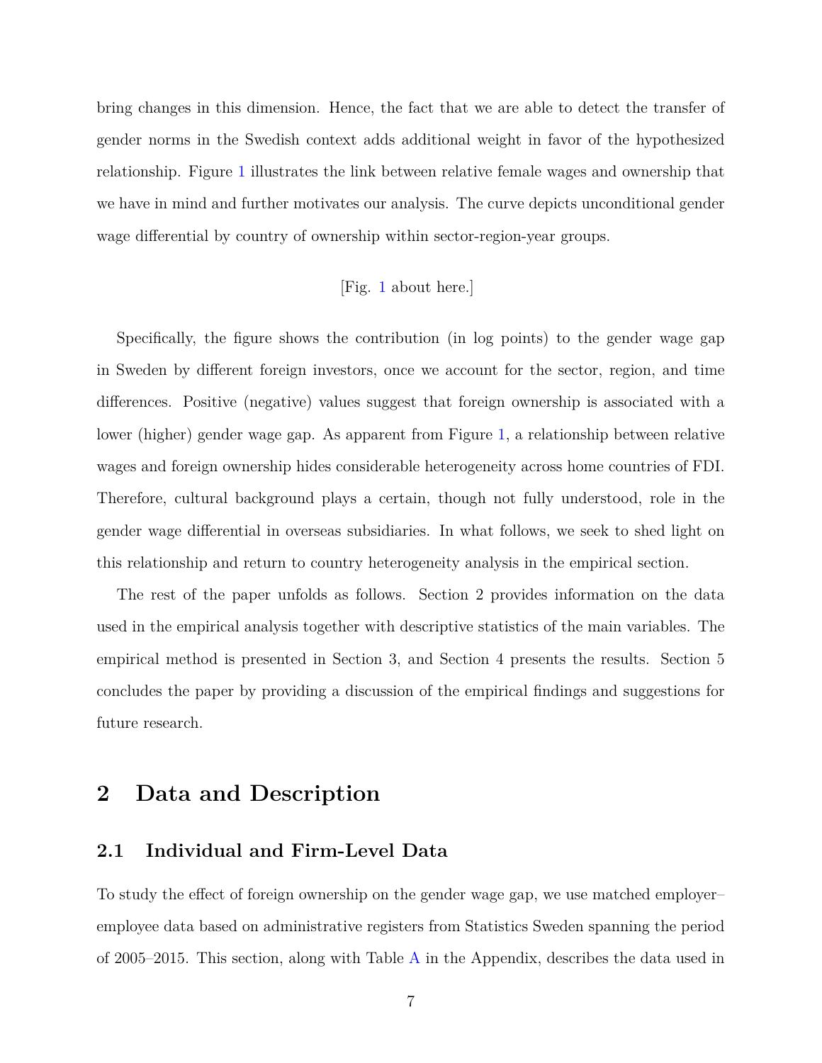bring changes in this dimension. Hence, the fact that we are able to detect the transfer of gender norms in the Swedish context adds additional weight in favor of the hypothesized relationship. Figure 1 illustrates the link between relative female wages and ownership that we have in mind and further motivates our analysis. The curve depicts unconditional gender wage differential by country of ownership within sector-region-year groups.

[Fig. 1 about here.]

Specifically, the figure shows the contribution (in log points) to the gender wage gap in Sweden by different foreign investors, once we account for the sector, region, and time differences. Positive (negative) values suggest that foreign ownership is associated with a lower (higher) gender wage gap. As apparent from Figure 1, a relationship between relative wages and foreign ownership hides considerable heterogeneity across home countries of FDI. Therefore, cultural background plays a certain, though not fully understood, role in the gender wage differential in overseas subsidiaries. In what follows, we seek to shed light on this relationship and return to country heterogeneity analysis in the empirical section.

The rest of the paper unfolds as follows. Section 2 provides information on the data used in the empirical analysis together with descriptive statistics of the main variables. The empirical method is presented in Section 3, and Section 4 presents the results. Section 5 concludes the paper by providing a discussion of the empirical findings and suggestions for future research.

# 2 Data and Description

## 2.1 Individual and Firm-Level Data

To study the effect of foreign ownership on the gender wage gap, we use matched employer–employee data based on administrative registers from Statistics Sweden spanning the period of 2005–2015. This section, along with Table A in the Appendix, describes the data used in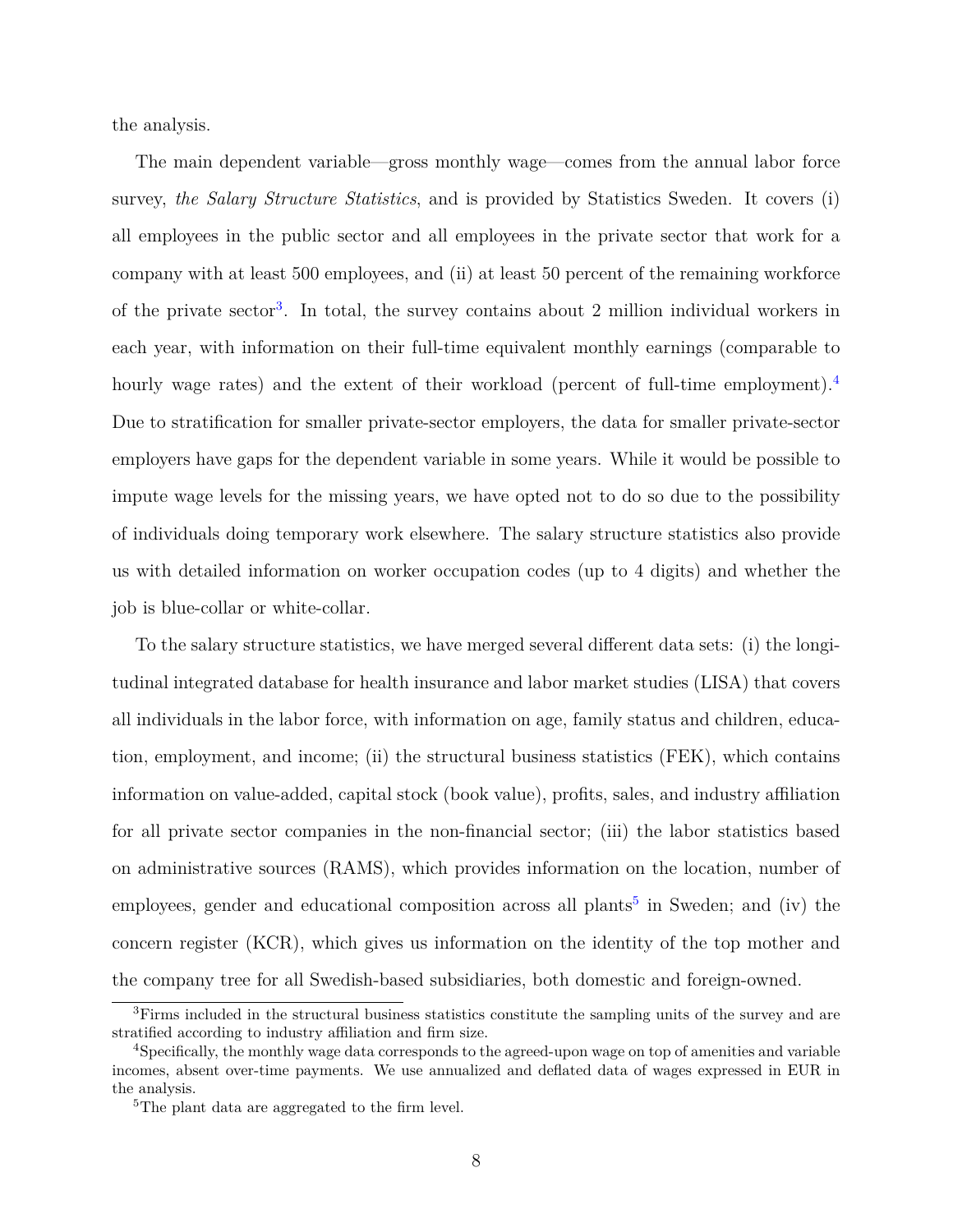the analysis.

The main dependent variable—gross monthly wage—comes from the annual labor force survey, *the Salary Structure Statistics*, and is provided by Statistics Sweden. It covers (i) all employees in the public sector and all employees in the private sector that work for a company with at least 500 employees, and (ii) at least 50 percent of the remaining workforce of the private sector[3]. In total, the survey contains about 2 million individual workers in each year, with information on their full-time equivalent monthly earnings (comparable to hourly wage rates) and the extent of their workload (percent of full-time employment).[4] Due to stratification for smaller private-sector employers, the data for smaller private-sector employers have gaps for the dependent variable in some years. While it would be possible to impute wage levels for the missing years, we have opted not to do so due to the possibility of individuals doing temporary work elsewhere. The salary structure statistics also provide us with detailed information on worker occupation codes (up to 4 digits) and whether the job is blue-collar or white-collar.

To the salary structure statistics, we have merged several different data sets: (i) the longitudinal integrated database for health insurance and labor market studies (LISA) that covers all individuals in the labor force, with information on age, family status and children, education, employment, and income; (ii) the structural business statistics (FEK), which contains information on value-added, capital stock (book value), profits, sales, and industry affiliation for all private sector companies in the non-financial sector; (iii) the labor statistics based on administrative sources (RAMS), which provides information on the location, number of employees, gender and educational composition across all plants[5] in Sweden; and (iv) the concern register (KCR), which gives us information on the identity of the top mother and the company tree for all Swedish-based subsidiaries, both domestic and foreign-owned.

[3] Firms included in the structural business statistics constitute the sampling units of the survey and are stratified according to industry affiliation and firm size.

[4] Specifically, the monthly wage data corresponds to the agreed-upon wage on top of amenities and variable incomes, absent over-time payments. We use annualized and deflated data of wages expressed in EUR in the analysis.

[5] The plant data are aggregated to the firm level.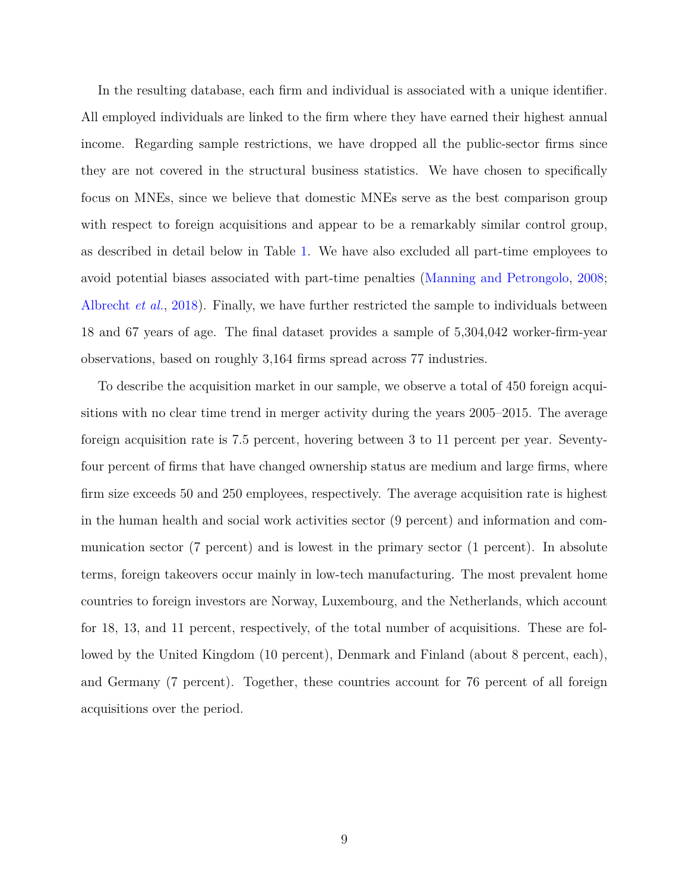In the resulting database, each firm and individual is associated with a unique identifier. All employed individuals are linked to the firm where they have earned their highest annual income. Regarding sample restrictions, we have dropped all the public-sector firms since they are not covered in the structural business statistics. We have chosen to specifically focus on MNEs, since we believe that domestic MNEs serve as the best comparison group with respect to foreign acquisitions and appear to be a remarkably similar control group, as described in detail below in Table 1. We have also excluded all part-time employees to avoid potential biases associated with part-time penalties (Manning and Petrongolo, 2008; Albrecht *et al.*, 2018). Finally, we have further restricted the sample to individuals between 18 and 67 years of age. The final dataset provides a sample of 5,304,042 worker-firm-year observations, based on roughly 3,164 firms spread across 77 industries.

To describe the acquisition market in our sample, we observe a total of 450 foreign acquisitions with no clear time trend in merger activity during the years 2005–2015. The average foreign acquisition rate is 7.5 percent, hovering between 3 to 11 percent per year. Seventy-four percent of firms that have changed ownership status are medium and large firms, where firm size exceeds 50 and 250 employees, respectively. The average acquisition rate is highest in the human health and social work activities sector (9 percent) and information and communication sector (7 percent) and is lowest in the primary sector (1 percent). In absolute terms, foreign takeovers occur mainly in low-tech manufacturing. The most prevalent home countries to foreign investors are Norway, Luxembourg, and the Netherlands, which account for 18, 13, and 11 percent, respectively, of the total number of acquisitions. These are followed by the United Kingdom (10 percent), Denmark and Finland (about 8 percent, each), and Germany (7 percent). Together, these countries account for 76 percent of all foreign acquisitions over the period.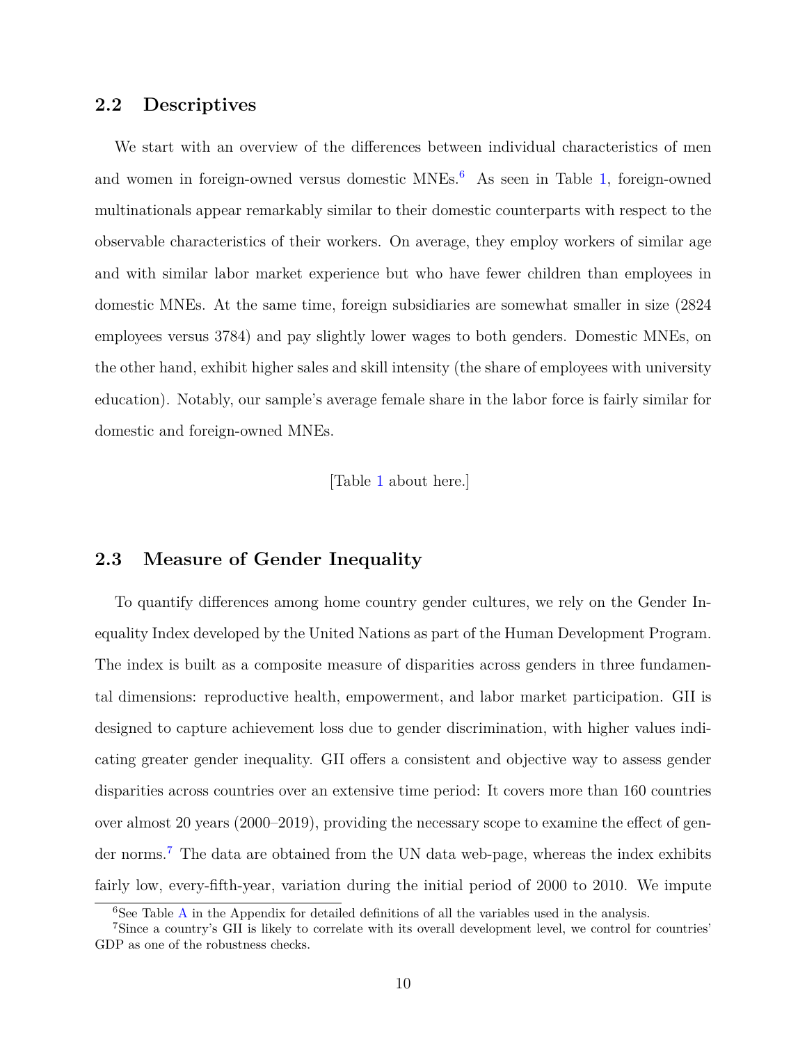## 2.2 Descriptives

We start with an overview of the differences between individual characteristics of men and women in foreign-owned versus domestic MNEs.[6] As seen in Table 1, foreign-owned multinationals appear remarkably similar to their domestic counterparts with respect to the observable characteristics of their workers. On average, they employ workers of similar age and with similar labor market experience but who have fewer children than employees in domestic MNEs. At the same time, foreign subsidiaries are somewhat smaller in size (2824 employees versus 3784) and pay slightly lower wages to both genders. Domestic MNEs, on the other hand, exhibit higher sales and skill intensity (the share of employees with university education). Notably, our sample's average female share in the labor force is fairly similar for domestic and foreign-owned MNEs.

[Table 1 about here.]

## 2.3 Measure of Gender Inequality

To quantify differences among home country gender cultures, we rely on the Gender Inequality Index developed by the United Nations as part of the Human Development Program. The index is built as a composite measure of disparities across genders in three fundamental dimensions: reproductive health, empowerment, and labor market participation. GII is designed to capture achievement loss due to gender discrimination, with higher values indicating greater gender inequality. GII offers a consistent and objective way to assess gender disparities across countries over an extensive time period: It covers more than 160 countries over almost 20 years (2000–2019), providing the necessary scope to examine the effect of gender norms.[7] The data are obtained from the UN data web-page, whereas the index exhibits fairly low, every-fifth-year, variation during the initial period of 2000 to 2010. We impute

[6] See Table A in the Appendix for detailed definitions of all the variables used in the analysis.

[7] Since a country's GII is likely to correlate with its overall development level, we control for countries' GDP as one of the robustness checks.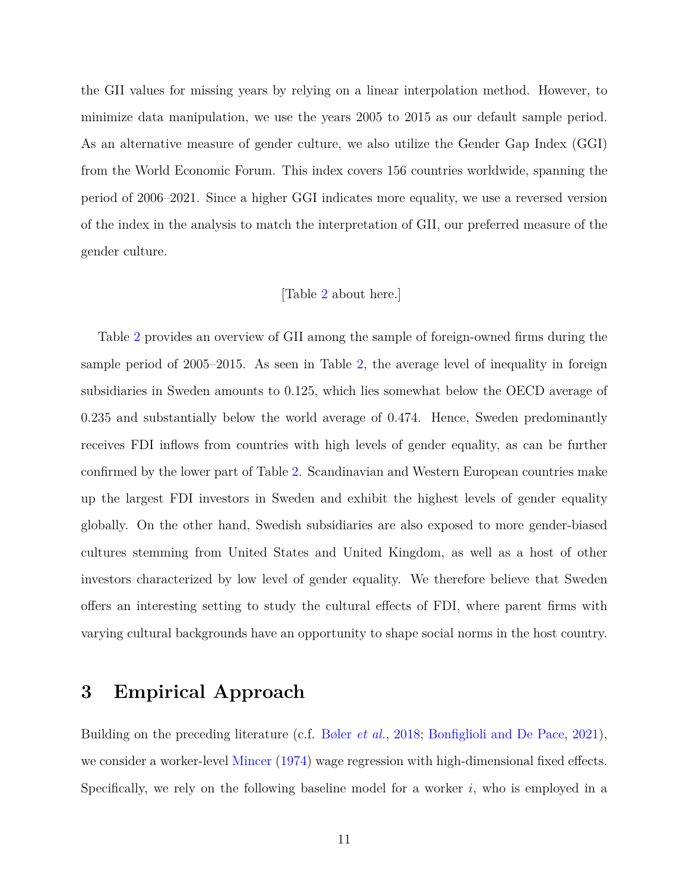the GII values for missing years by relying on a linear interpolation method. However, to minimize data manipulation, we use the years 2005 to 2015 as our default sample period. As an alternative measure of gender culture, we also utilize the Gender Gap Index (GGI) from the World Economic Forum. This index covers 156 countries worldwide, spanning the period of 2006–2021. Since a higher GGI indicates more equality, we use a reversed version of the index in the analysis to match the interpretation of GII, our preferred measure of the gender culture.

[Table 2 about here.]

Table 2 provides an overview of GII among the sample of foreign-owned firms during the sample period of 2005–2015. As seen in Table 2, the average level of inequality in foreign subsidiaries in Sweden amounts to 0.125, which lies somewhat below the OECD average of 0.235 and substantially below the world average of 0.474. Hence, Sweden predominantly receives FDI inflows from countries with high levels of gender equality, as can be further confirmed by the lower part of Table 2. Scandinavian and Western European countries make up the largest FDI investors in Sweden and exhibit the highest levels of gender equality globally. On the other hand, Swedish subsidiaries are also exposed to more gender-biased cultures stemming from United States and United Kingdom, as well as a host of other investors characterized by low level of gender equality. We therefore believe that Sweden offers an interesting setting to study the cultural effects of FDI, where parent firms with varying cultural backgrounds have an opportunity to shape social norms in the host country.

# 3 Empirical Approach

Building on the preceding literature (c.f. Bøler *et al.*, 2018; Bonfiglioli and De Pace, 2021), we consider a worker-level Mincer (1974) wage regression with high-dimensional fixed effects. Specifically, we rely on the following baseline model for a worker $i$, who is employed in a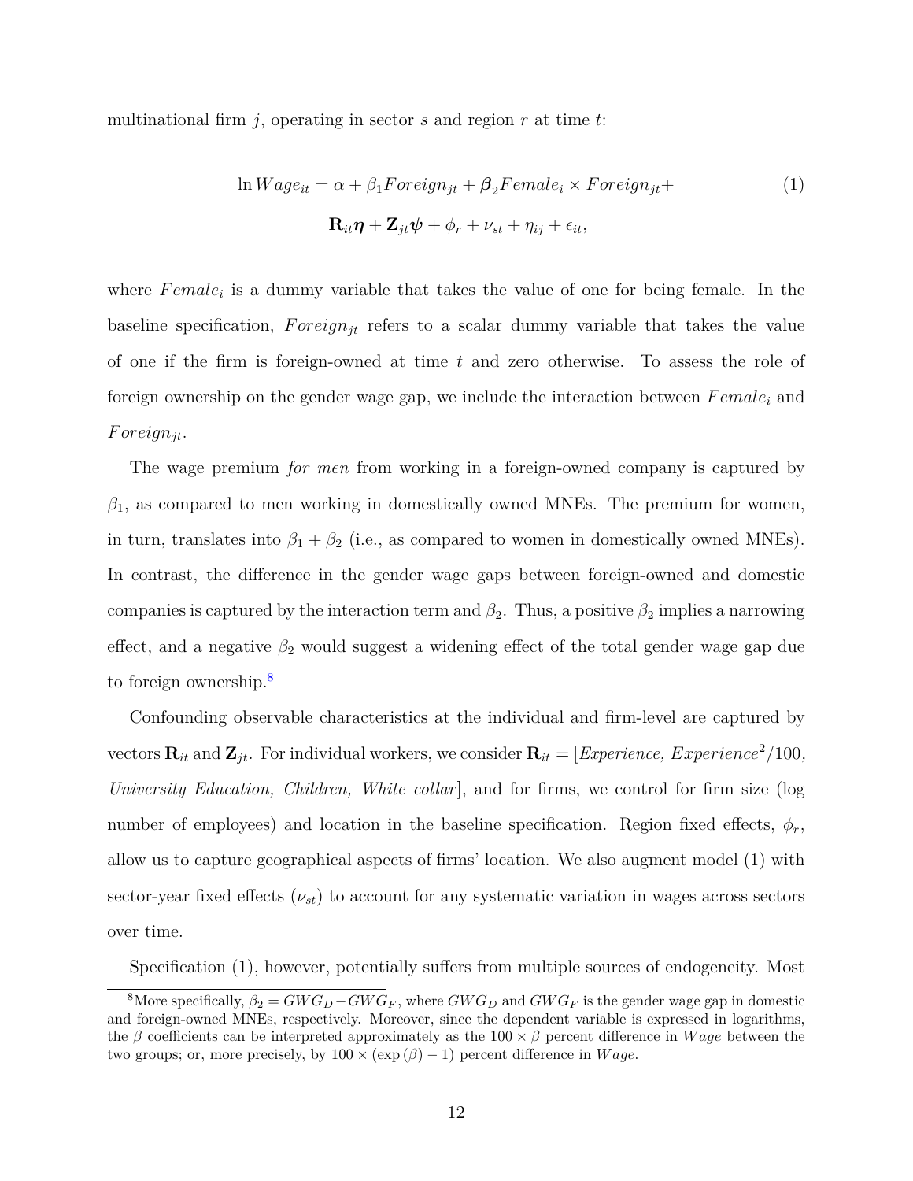multinational firm $j$, operating in sector $s$ and region $r$ at time $t$:

$$\ln Wage_{it} = \alpha + \beta_1 Foreign_{jt} + \boldsymbol{\beta}_2 Female_i \times Foreign_{jt} + \tag{1}$$
$$\mathbf{R}_{it}\boldsymbol{\eta} + \mathbf{Z}_{jt}\boldsymbol{\psi} + \phi_r + \nu_{st} + \eta_{ij} + \epsilon_{it},$$

where $Female_i$ is a dummy variable that takes the value of one for being female. In the baseline specification, $Foreign_{jt}$ refers to a scalar dummy variable that takes the value of one if the firm is foreign-owned at time $t$ and zero otherwise. To assess the role of foreign ownership on the gender wage gap, we include the interaction between $Female_i$ and $Foreign_{jt}$.

The wage premium *for men* from working in a foreign-owned company is captured by $\beta_1$, as compared to men working in domestically owned MNEs. The premium for women, in turn, translates into $\beta_1 + \beta_2$ (i.e., as compared to women in domestically owned MNEs). In contrast, the difference in the gender wage gaps between foreign-owned and domestic companies is captured by the interaction term and $\beta_2$. Thus, a positive $\beta_2$ implies a narrowing effect, and a negative $\beta_2$ would suggest a widening effect of the total gender wage gap due to foreign ownership.[8]

Confounding observable characteristics at the individual and firm-level are captured by vectors $\mathbf{R}_{it}$ and $\mathbf{Z}_{jt}$. For individual workers, we consider $\mathbf{R}_{it} = [$*Experience, Experience*$^2/100$*, University Education, Children, White collar*$]$, and for firms, we control for firm size (log number of employees) and location in the baseline specification. Region fixed effects, $\phi_r$, allow us to capture geographical aspects of firms' location. We also augment model (1) with sector-year fixed effects ($\nu_{st}$) to account for any systematic variation in wages across sectors over time.

Specification (1), however, potentially suffers from multiple sources of endogeneity. Most

[8] More specifically, $\beta_2 = GWG_D - GWG_F$, where $GWG_D$ and $GWG_F$ is the gender wage gap in domestic and foreign-owned MNEs, respectively. Moreover, since the dependent variable is expressed in logarithms, the $\beta$ coefficients can be interpreted approximately as the $100 \times \beta$ percent difference in $Wage$ between the two groups; or, more precisely, by $100 \times (\exp(\beta) - 1)$ percent difference in $Wage$.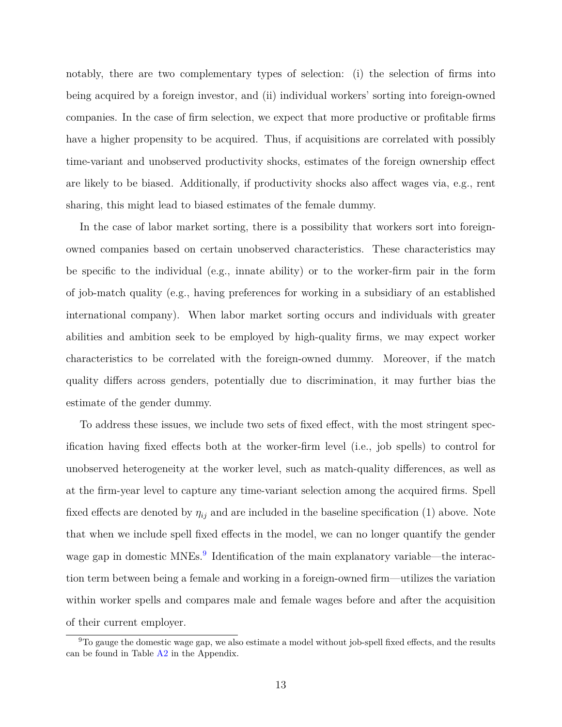notably, there are two complementary types of selection: (i) the selection of firms into being acquired by a foreign investor, and (ii) individual workers' sorting into foreign-owned companies. In the case of firm selection, we expect that more productive or profitable firms have a higher propensity to be acquired. Thus, if acquisitions are correlated with possibly time-variant and unobserved productivity shocks, estimates of the foreign ownership effect are likely to be biased. Additionally, if productivity shocks also affect wages via, e.g., rent sharing, this might lead to biased estimates of the female dummy.

In the case of labor market sorting, there is a possibility that workers sort into foreign-owned companies based on certain unobserved characteristics. These characteristics may be specific to the individual (e.g., innate ability) or to the worker-firm pair in the form of job-match quality (e.g., having preferences for working in a subsidiary of an established international company). When labor market sorting occurs and individuals with greater abilities and ambition seek to be employed by high-quality firms, we may expect worker characteristics to be correlated with the foreign-owned dummy. Moreover, if the match quality differs across genders, potentially due to discrimination, it may further bias the estimate of the gender dummy.

To address these issues, we include two sets of fixed effect, with the most stringent specification having fixed effects both at the worker-firm level (i.e., job spells) to control for unobserved heterogeneity at the worker level, such as match-quality differences, as well as at the firm-year level to capture any time-variant selection among the acquired firms. Spell fixed effects are denoted by $\eta_{ij}$ and are included in the baseline specification (1) above. Note that when we include spell fixed effects in the model, we can no longer quantify the gender wage gap in domestic MNEs.[9] Identification of the main explanatory variable—the interaction term between being a female and working in a foreign-owned firm—utilizes the variation within worker spells and compares male and female wages before and after the acquisition of their current employer.

[9] To gauge the domestic wage gap, we also estimate a model without job-spell fixed effects, and the results can be found in Table A2 in the Appendix.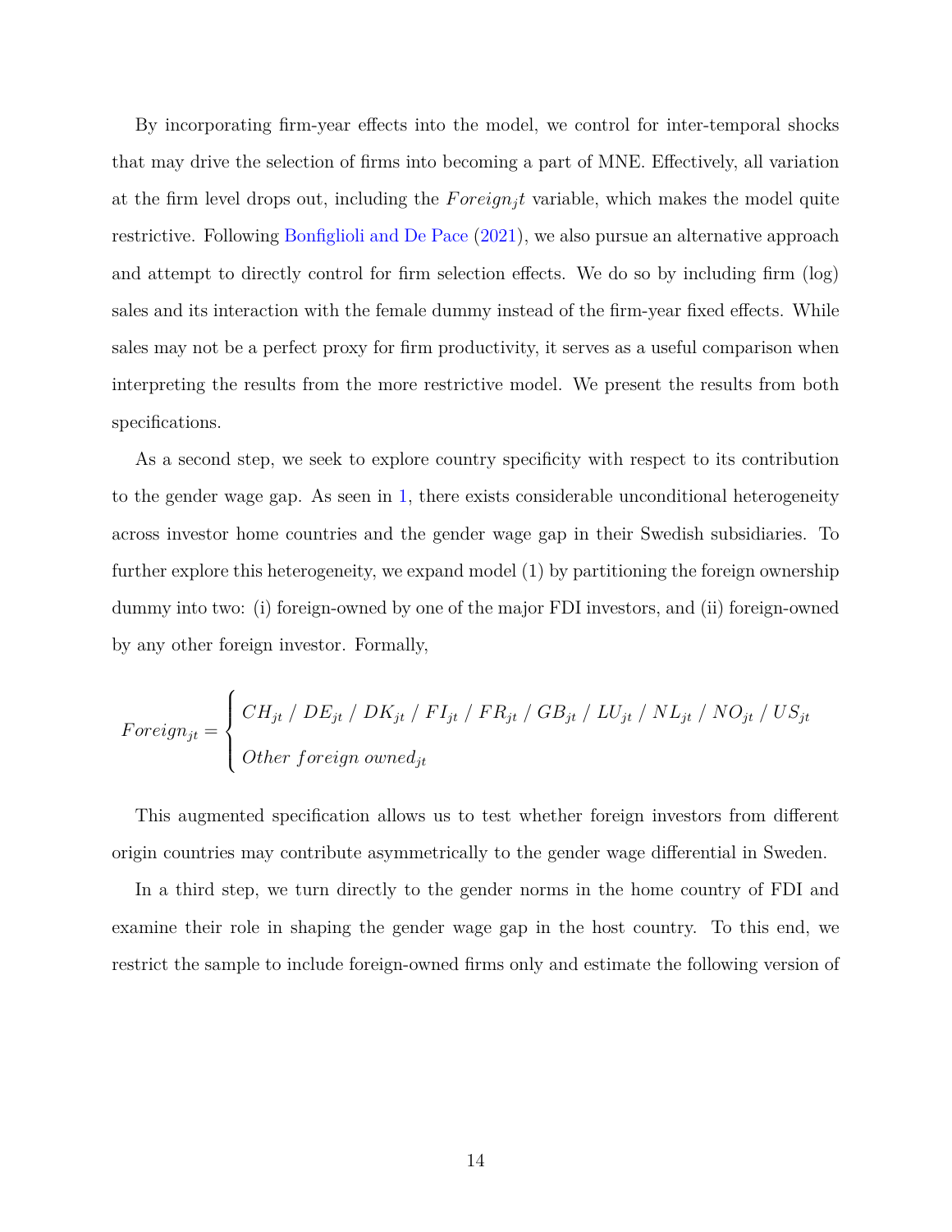By incorporating firm-year effects into the model, we control for inter-temporal shocks that may drive the selection of firms into becoming a part of MNE. Effectively, all variation at the firm level drops out, including the $Foreign_jt$ variable, which makes the model quite restrictive. Following Bonfiglioli and De Pace (2021), we also pursue an alternative approach and attempt to directly control for firm selection effects. We do so by including firm (log) sales and its interaction with the female dummy instead of the firm-year fixed effects. While sales may not be a perfect proxy for firm productivity, it serves as a useful comparison when interpreting the results from the more restrictive model. We present the results from both specifications.

As a second step, we seek to explore country specificity with respect to its contribution to the gender wage gap. As seen in 1, there exists considerable unconditional heterogeneity across investor home countries and the gender wage gap in their Swedish subsidiaries. To further explore this heterogeneity, we expand model (1) by partitioning the foreign ownership dummy into two: (i) foreign-owned by one of the major FDI investors, and (ii) foreign-owned by any other foreign investor. Formally,

$$
Foreign_{jt} = \begin{cases} CH_{jt} \;/\; DE_{jt} \;/\; DK_{jt} \;/\; FI_{jt} \;/\; FR_{jt} \;/\; GB_{jt} \;/\; LU_{jt} \;/\; NL_{jt} \;/\; NO_{jt} \;/\; US_{jt} \\ Other\ foreign\ owned_{jt} \end{cases}
$$

This augmented specification allows us to test whether foreign investors from different origin countries may contribute asymmetrically to the gender wage differential in Sweden.

In a third step, we turn directly to the gender norms in the home country of FDI and examine their role in shaping the gender wage gap in the host country. To this end, we restrict the sample to include foreign-owned firms only and estimate the following version of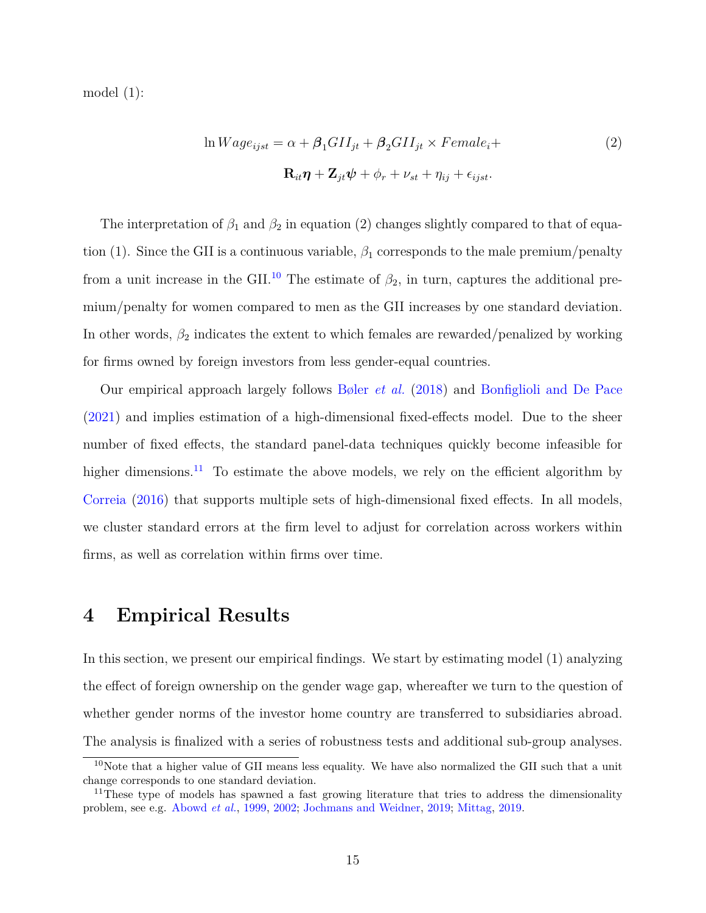model (1):

$$\ln Wage_{ijst} = \alpha + \boldsymbol{\beta}_1 GII_{jt} + \boldsymbol{\beta}_2 GII_{jt} \times Female_i + \mathbf{R}_{it}\boldsymbol{\eta} + \mathbf{Z}_{jt}\boldsymbol{\psi} + \phi_r + \nu_{st} + \eta_{ij} + \epsilon_{ijst}. \tag{2}$$

The interpretation of $\beta_1$ and $\beta_2$ in equation (2) changes slightly compared to that of equation (1). Since the GII is a continuous variable, $\beta_1$ corresponds to the male premium/penalty from a unit increase in the GII.[10] The estimate of $\beta_2$, in turn, captures the additional premium/penalty for women compared to men as the GII increases by one standard deviation. In other words, $\beta_2$ indicates the extent to which females are rewarded/penalized by working for firms owned by foreign investors from less gender-equal countries.

Our empirical approach largely follows Bøler *et al.* (2018) and Bonfiglioli and De Pace (2021) and implies estimation of a high-dimensional fixed-effects model. Due to the sheer number of fixed effects, the standard panel-data techniques quickly become infeasible for higher dimensions.[11] To estimate the above models, we rely on the efficient algorithm by Correia (2016) that supports multiple sets of high-dimensional fixed effects. In all models, we cluster standard errors at the firm level to adjust for correlation across workers within firms, as well as correlation within firms over time.

# 4 Empirical Results

In this section, we present our empirical findings. We start by estimating model (1) analyzing the effect of foreign ownership on the gender wage gap, whereafter we turn to the question of whether gender norms of the investor home country are transferred to subsidiaries abroad. The analysis is finalized with a series of robustness tests and additional sub-group analyses.

[10] Note that a higher value of GII means less equality. We have also normalized the GII such that a unit change corresponds to one standard deviation.

[11] These type of models has spawned a fast growing literature that tries to address the dimensionality problem, see e.g. Abowd *et al.*, 1999, 2002; Jochmans and Weidner, 2019; Mittag, 2019.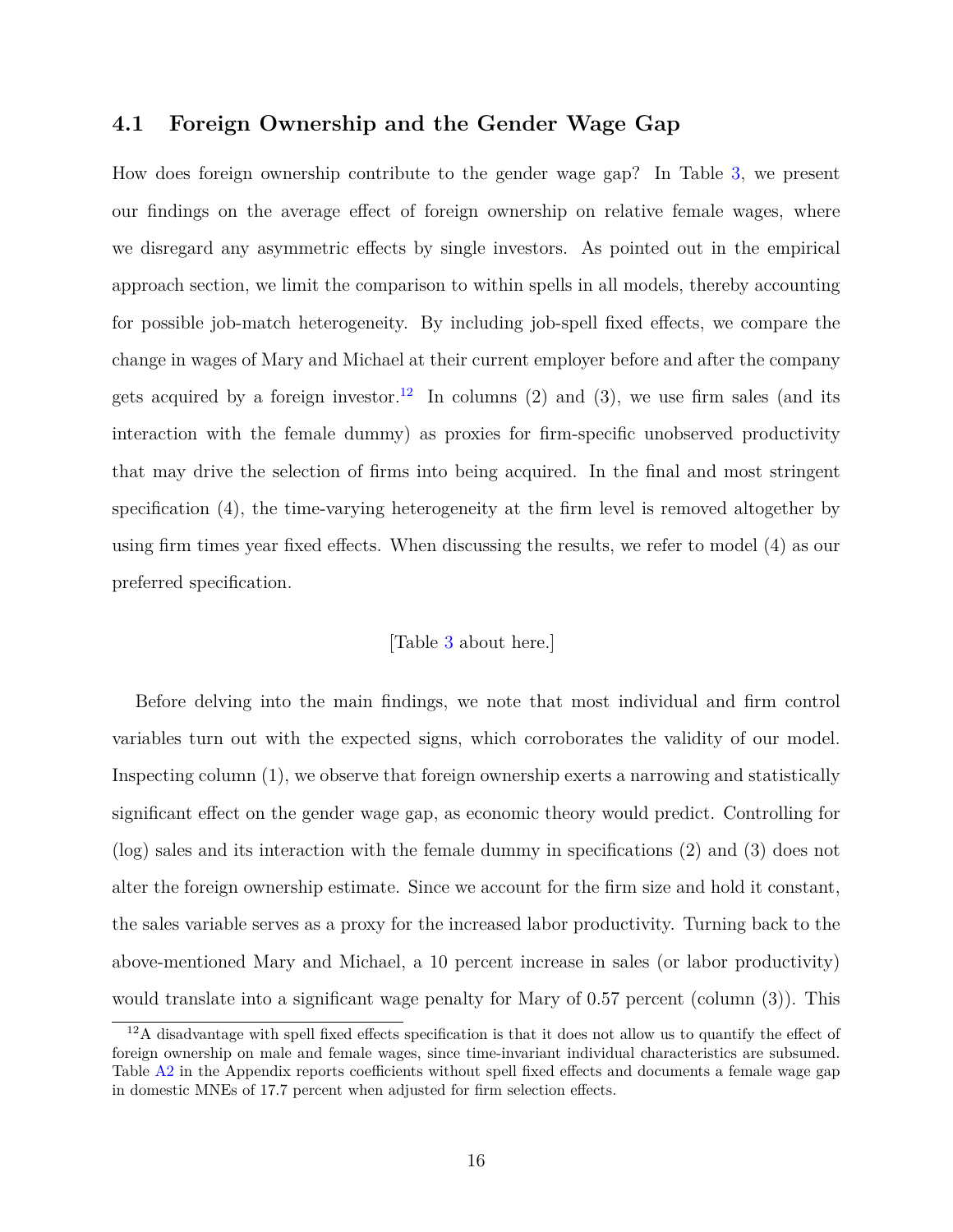### 4.1 Foreign Ownership and the Gender Wage Gap

How does foreign ownership contribute to the gender wage gap? In Table 3, we present our findings on the average effect of foreign ownership on relative female wages, where we disregard any asymmetric effects by single investors. As pointed out in the empirical approach section, we limit the comparison to within spells in all models, thereby accounting for possible job-match heterogeneity. By including job-spell fixed effects, we compare the change in wages of Mary and Michael at their current employer before and after the company gets acquired by a foreign investor.[12] In columns (2) and (3), we use firm sales (and its interaction with the female dummy) as proxies for firm-specific unobserved productivity that may drive the selection of firms into being acquired. In the final and most stringent specification (4), the time-varying heterogeneity at the firm level is removed altogether by using firm times year fixed effects. When discussing the results, we refer to model (4) as our preferred specification.

[Table 3 about here.]

Before delving into the main findings, we note that most individual and firm control variables turn out with the expected signs, which corroborates the validity of our model. Inspecting column (1), we observe that foreign ownership exerts a narrowing and statistically significant effect on the gender wage gap, as economic theory would predict. Controlling for (log) sales and its interaction with the female dummy in specifications (2) and (3) does not alter the foreign ownership estimate. Since we account for the firm size and hold it constant, the sales variable serves as a proxy for the increased labor productivity. Turning back to the above-mentioned Mary and Michael, a 10 percent increase in sales (or labor productivity) would translate into a significant wage penalty for Mary of 0.57 percent (column (3)). This

[12] A disadvantage with spell fixed effects specification is that it does not allow us to quantify the effect of foreign ownership on male and female wages, since time-invariant individual characteristics are subsumed. Table A2 in the Appendix reports coefficients without spell fixed effects and documents a female wage gap in domestic MNEs of 17.7 percent when adjusted for firm selection effects.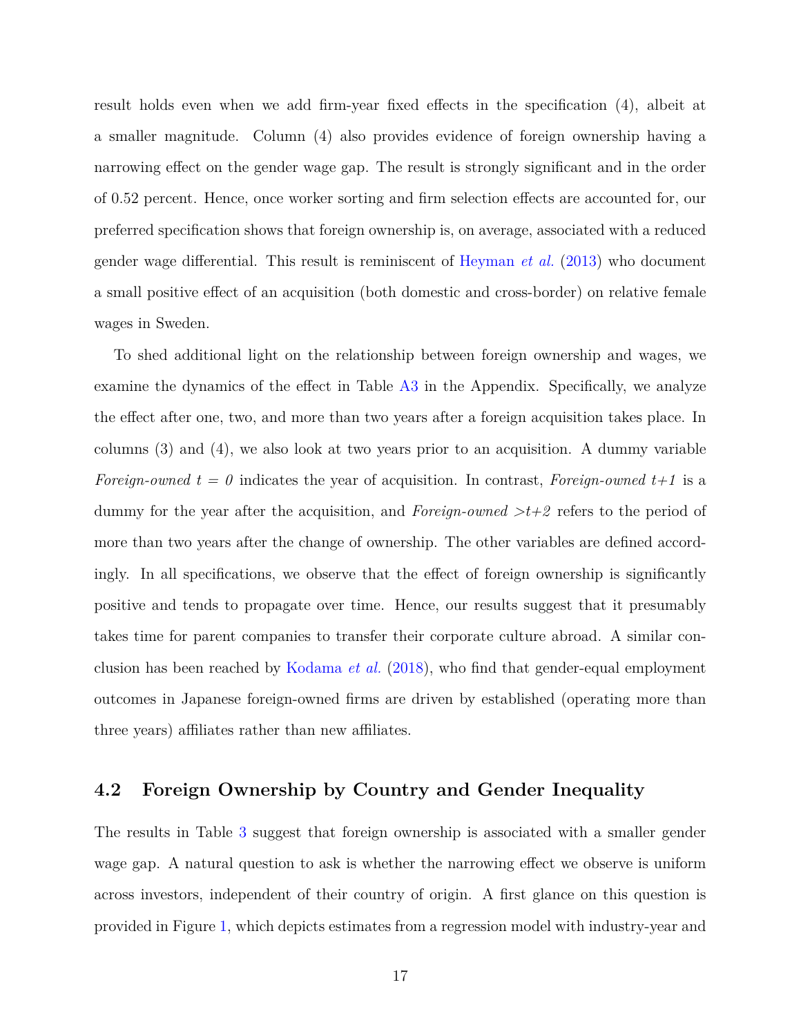result holds even when we add firm-year fixed effects in the specification (4), albeit at a smaller magnitude. Column (4) also provides evidence of foreign ownership having a narrowing effect on the gender wage gap. The result is strongly significant and in the order of 0.52 percent. Hence, once worker sorting and firm selection effects are accounted for, our preferred specification shows that foreign ownership is, on average, associated with a reduced gender wage differential. This result is reminiscent of Heyman *et al.* (2013) who document a small positive effect of an acquisition (both domestic and cross-border) on relative female wages in Sweden.

To shed additional light on the relationship between foreign ownership and wages, we examine the dynamics of the effect in Table A3 in the Appendix. Specifically, we analyze the effect after one, two, and more than two years after a foreign acquisition takes place. In columns (3) and (4), we also look at two years prior to an acquisition. A dummy variable *Foreign-owned t = 0* indicates the year of acquisition. In contrast, *Foreign-owned t+1* is a dummy for the year after the acquisition, and *Foreign-owned >t+2* refers to the period of more than two years after the change of ownership. The other variables are defined accordingly. In all specifications, we observe that the effect of foreign ownership is significantly positive and tends to propagate over time. Hence, our results suggest that it presumably takes time for parent companies to transfer their corporate culture abroad. A similar conclusion has been reached by Kodama *et al.* (2018), who find that gender-equal employment outcomes in Japanese foreign-owned firms are driven by established (operating more than three years) affiliates rather than new affiliates.

## 4.2 Foreign Ownership by Country and Gender Inequality

The results in Table 3 suggest that foreign ownership is associated with a smaller gender wage gap. A natural question to ask is whether the narrowing effect we observe is uniform across investors, independent of their country of origin. A first glance on this question is provided in Figure 1, which depicts estimates from a regression model with industry-year and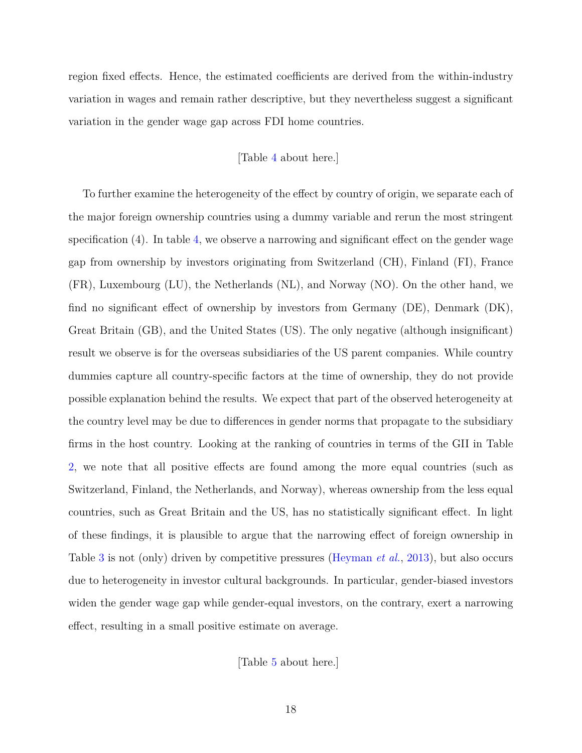region fixed effects. Hence, the estimated coefficients are derived from the within-industry variation in wages and remain rather descriptive, but they nevertheless suggest a significant variation in the gender wage gap across FDI home countries.

[Table 4 about here.]

To further examine the heterogeneity of the effect by country of origin, we separate each of the major foreign ownership countries using a dummy variable and rerun the most stringent specification (4). In table 4, we observe a narrowing and significant effect on the gender wage gap from ownership by investors originating from Switzerland (CH), Finland (FI), France (FR), Luxembourg (LU), the Netherlands (NL), and Norway (NO). On the other hand, we find no significant effect of ownership by investors from Germany (DE), Denmark (DK), Great Britain (GB), and the United States (US). The only negative (although insignificant) result we observe is for the overseas subsidiaries of the US parent companies. While country dummies capture all country-specific factors at the time of ownership, they do not provide possible explanation behind the results. We expect that part of the observed heterogeneity at the country level may be due to differences in gender norms that propagate to the subsidiary firms in the host country. Looking at the ranking of countries in terms of the GII in Table 2, we note that all positive effects are found among the more equal countries (such as Switzerland, Finland, the Netherlands, and Norway), whereas ownership from the less equal countries, such as Great Britain and the US, has no statistically significant effect. In light of these findings, it is plausible to argue that the narrowing effect of foreign ownership in Table 3 is not (only) driven by competitive pressures (Heyman *et al.*, 2013), but also occurs due to heterogeneity in investor cultural backgrounds. In particular, gender-biased investors widen the gender wage gap while gender-equal investors, on the contrary, exert a narrowing effect, resulting in a small positive estimate on average.

[Table 5 about here.]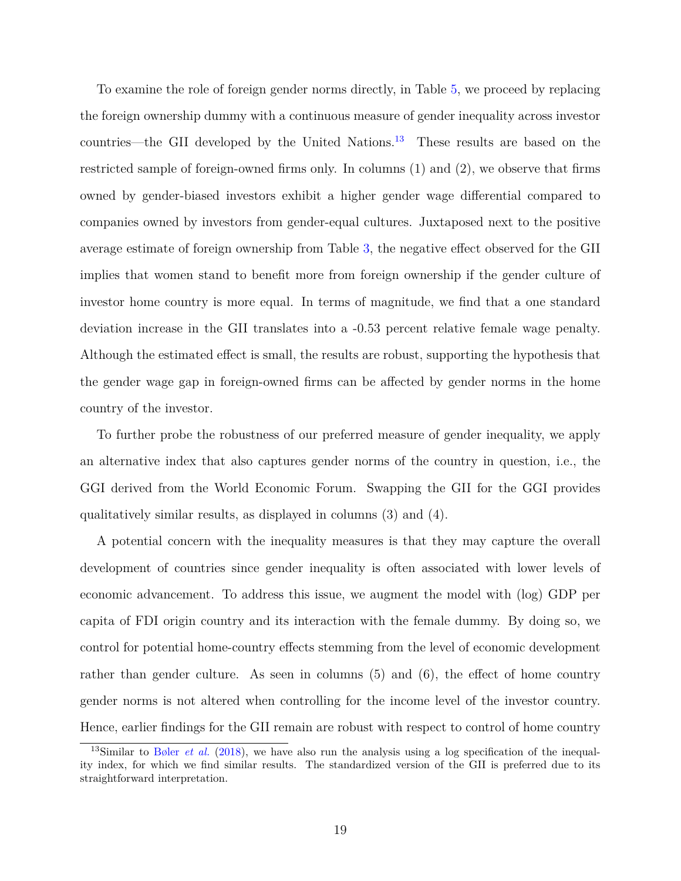To examine the role of foreign gender norms directly, in Table 5, we proceed by replacing the foreign ownership dummy with a continuous measure of gender inequality across investor countries—the GII developed by the United Nations.[13] These results are based on the restricted sample of foreign-owned firms only. In columns (1) and (2), we observe that firms owned by gender-biased investors exhibit a higher gender wage differential compared to companies owned by investors from gender-equal cultures. Juxtaposed next to the positive average estimate of foreign ownership from Table 3, the negative effect observed for the GII implies that women stand to benefit more from foreign ownership if the gender culture of investor home country is more equal. In terms of magnitude, we find that a one standard deviation increase in the GII translates into a -0.53 percent relative female wage penalty. Although the estimated effect is small, the results are robust, supporting the hypothesis that the gender wage gap in foreign-owned firms can be affected by gender norms in the home country of the investor.

To further probe the robustness of our preferred measure of gender inequality, we apply an alternative index that also captures gender norms of the country in question, i.e., the GGI derived from the World Economic Forum. Swapping the GII for the GGI provides qualitatively similar results, as displayed in columns (3) and (4).

A potential concern with the inequality measures is that they may capture the overall development of countries since gender inequality is often associated with lower levels of economic advancement. To address this issue, we augment the model with (log) GDP per capita of FDI origin country and its interaction with the female dummy. By doing so, we control for potential home-country effects stemming from the level of economic development rather than gender culture. As seen in columns (5) and (6), the effect of home country gender norms is not altered when controlling for the income level of the investor country. Hence, earlier findings for the GII remain are robust with respect to control of home country

[13] Similar to Bøler *et al.* (2018), we have also run the analysis using a log specification of the inequality index, for which we find similar results. The standardized version of the GII is preferred due to its straightforward interpretation.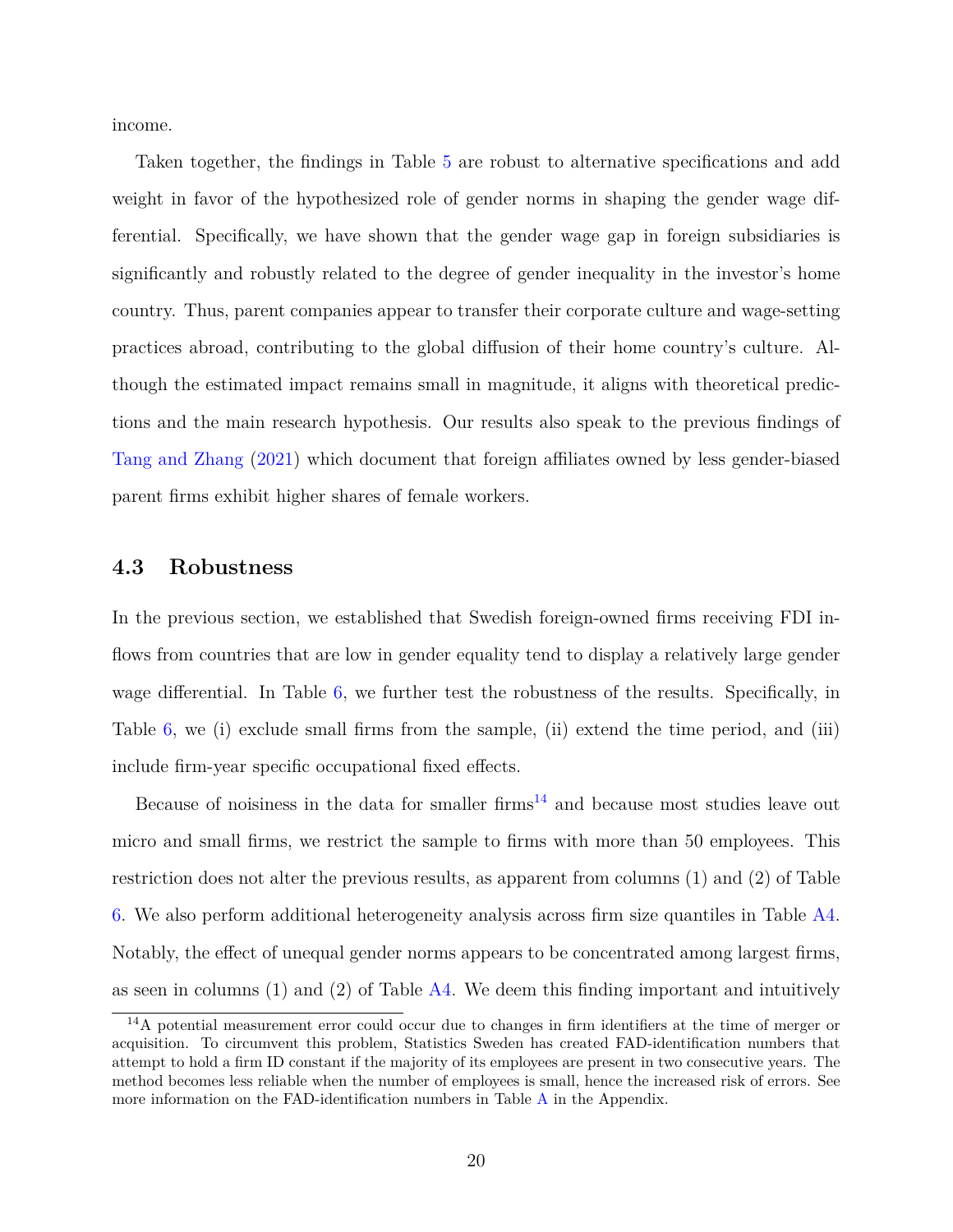income.

Taken together, the findings in Table 5 are robust to alternative specifications and add weight in favor of the hypothesized role of gender norms in shaping the gender wage differential. Specifically, we have shown that the gender wage gap in foreign subsidiaries is significantly and robustly related to the degree of gender inequality in the investor's home country. Thus, parent companies appear to transfer their corporate culture and wage-setting practices abroad, contributing to the global diffusion of their home country's culture. Although the estimated impact remains small in magnitude, it aligns with theoretical predictions and the main research hypothesis. Our results also speak to the previous findings of Tang and Zhang (2021) which document that foreign affiliates owned by less gender-biased parent firms exhibit higher shares of female workers.

## 4.3 Robustness

In the previous section, we established that Swedish foreign-owned firms receiving FDI inflows from countries that are low in gender equality tend to display a relatively large gender wage differential. In Table 6, we further test the robustness of the results. Specifically, in Table 6, we (i) exclude small firms from the sample, (ii) extend the time period, and (iii) include firm-year specific occupational fixed effects.

Because of noisiness in the data for smaller firms[14] and because most studies leave out micro and small firms, we restrict the sample to firms with more than 50 employees. This restriction does not alter the previous results, as apparent from columns (1) and (2) of Table 6. We also perform additional heterogeneity analysis across firm size quantiles in Table A4. Notably, the effect of unequal gender norms appears to be concentrated among largest firms, as seen in columns (1) and (2) of Table A4. We deem this finding important and intuitively

[14] A potential measurement error could occur due to changes in firm identifiers at the time of merger or acquisition. To circumvent this problem, Statistics Sweden has created FAD-identification numbers that attempt to hold a firm ID constant if the majority of its employees are present in two consecutive years. The method becomes less reliable when the number of employees is small, hence the increased risk of errors. See more information on the FAD-identification numbers in Table A in the Appendix.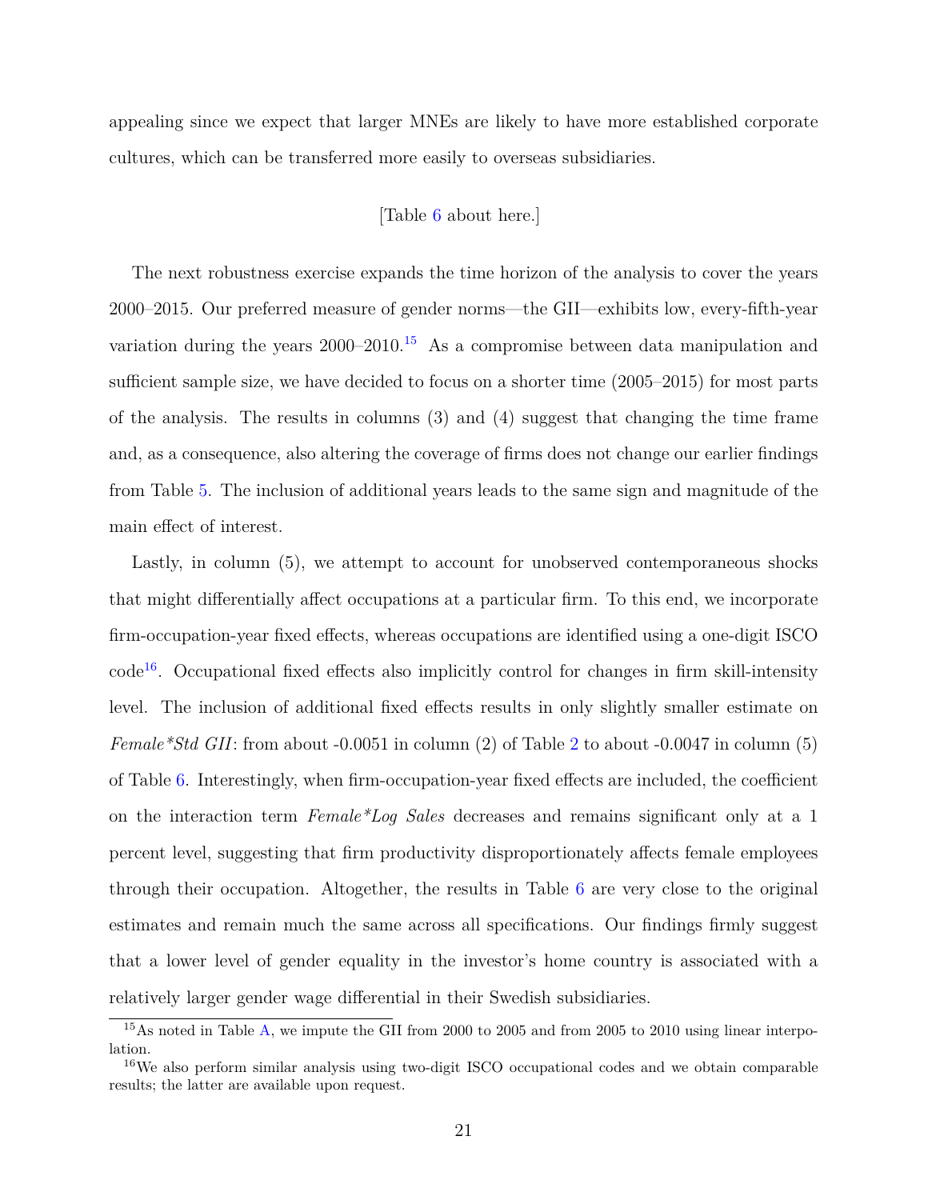appealing since we expect that larger MNEs are likely to have more established corporate cultures, which can be transferred more easily to overseas subsidiaries.

[Table 6 about here.]

The next robustness exercise expands the time horizon of the analysis to cover the years 2000–2015. Our preferred measure of gender norms—the GII—exhibits low, every-fifth-year variation during the years 2000–2010.[15] As a compromise between data manipulation and sufficient sample size, we have decided to focus on a shorter time (2005–2015) for most parts of the analysis. The results in columns (3) and (4) suggest that changing the time frame and, as a consequence, also altering the coverage of firms does not change our earlier findings from Table 5. The inclusion of additional years leads to the same sign and magnitude of the main effect of interest.

Lastly, in column (5), we attempt to account for unobserved contemporaneous shocks that might differentially affect occupations at a particular firm. To this end, we incorporate firm-occupation-year fixed effects, whereas occupations are identified using a one-digit ISCO code[16]. Occupational fixed effects also implicitly control for changes in firm skill-intensity level. The inclusion of additional fixed effects results in only slightly smaller estimate on *Female*Std GII*: from about -0.0051 in column (2) of Table 2 to about -0.0047 in column (5) of Table 6. Interestingly, when firm-occupation-year fixed effects are included, the coefficient on the interaction term *Female*Log Sales* decreases and remains significant only at a 1 percent level, suggesting that firm productivity disproportionately affects female employees through their occupation. Altogether, the results in Table 6 are very close to the original estimates and remain much the same across all specifications. Our findings firmly suggest that a lower level of gender equality in the investor's home country is associated with a relatively larger gender wage differential in their Swedish subsidiaries.

[15] As noted in Table A, we impute the GII from 2000 to 2005 and from 2005 to 2010 using linear interpolation.

[16] We also perform similar analysis using two-digit ISCO occupational codes and we obtain comparable results; the latter are available upon request.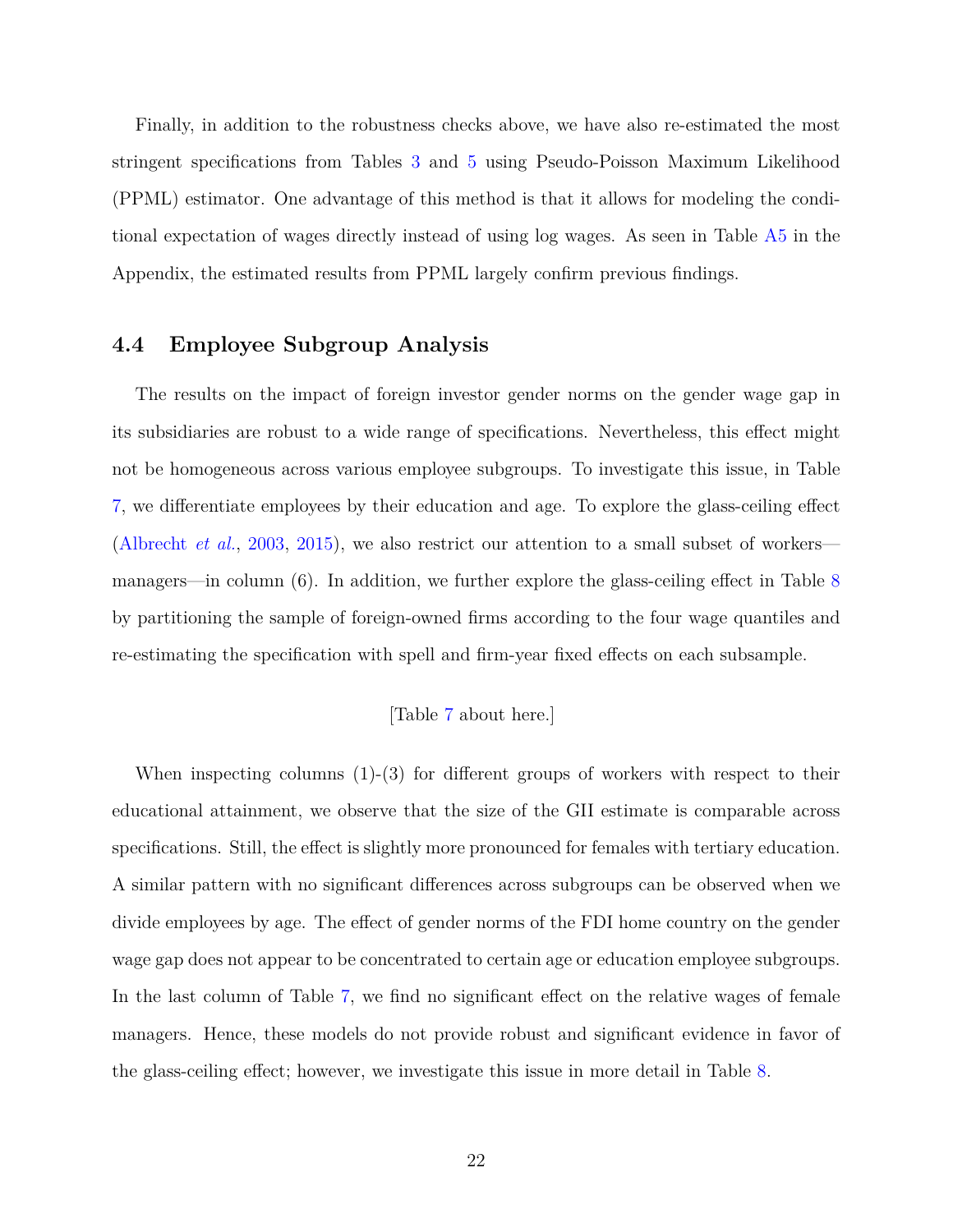Finally, in addition to the robustness checks above, we have also re-estimated the most stringent specifications from Tables 3 and 5 using Pseudo-Poisson Maximum Likelihood (PPML) estimator. One advantage of this method is that it allows for modeling the conditional expectation of wages directly instead of using log wages. As seen in Table A5 in the Appendix, the estimated results from PPML largely confirm previous findings.

### 4.4 Employee Subgroup Analysis

The results on the impact of foreign investor gender norms on the gender wage gap in its subsidiaries are robust to a wide range of specifications. Nevertheless, this effect might not be homogeneous across various employee subgroups. To investigate this issue, in Table 7, we differentiate employees by their education and age. To explore the glass-ceiling effect (Albrecht *et al.*, 2003, 2015), we also restrict our attention to a small subset of workers—managers—in column (6). In addition, we further explore the glass-ceiling effect in Table 8 by partitioning the sample of foreign-owned firms according to the four wage quantiles and re-estimating the specification with spell and firm-year fixed effects on each subsample.

[Table 7 about here.]

When inspecting columns (1)-(3) for different groups of workers with respect to their educational attainment, we observe that the size of the GII estimate is comparable across specifications. Still, the effect is slightly more pronounced for females with tertiary education. A similar pattern with no significant differences across subgroups can be observed when we divide employees by age. The effect of gender norms of the FDI home country on the gender wage gap does not appear to be concentrated to certain age or education employee subgroups. In the last column of Table 7, we find no significant effect on the relative wages of female managers. Hence, these models do not provide robust and significant evidence in favor of the glass-ceiling effect; however, we investigate this issue in more detail in Table 8.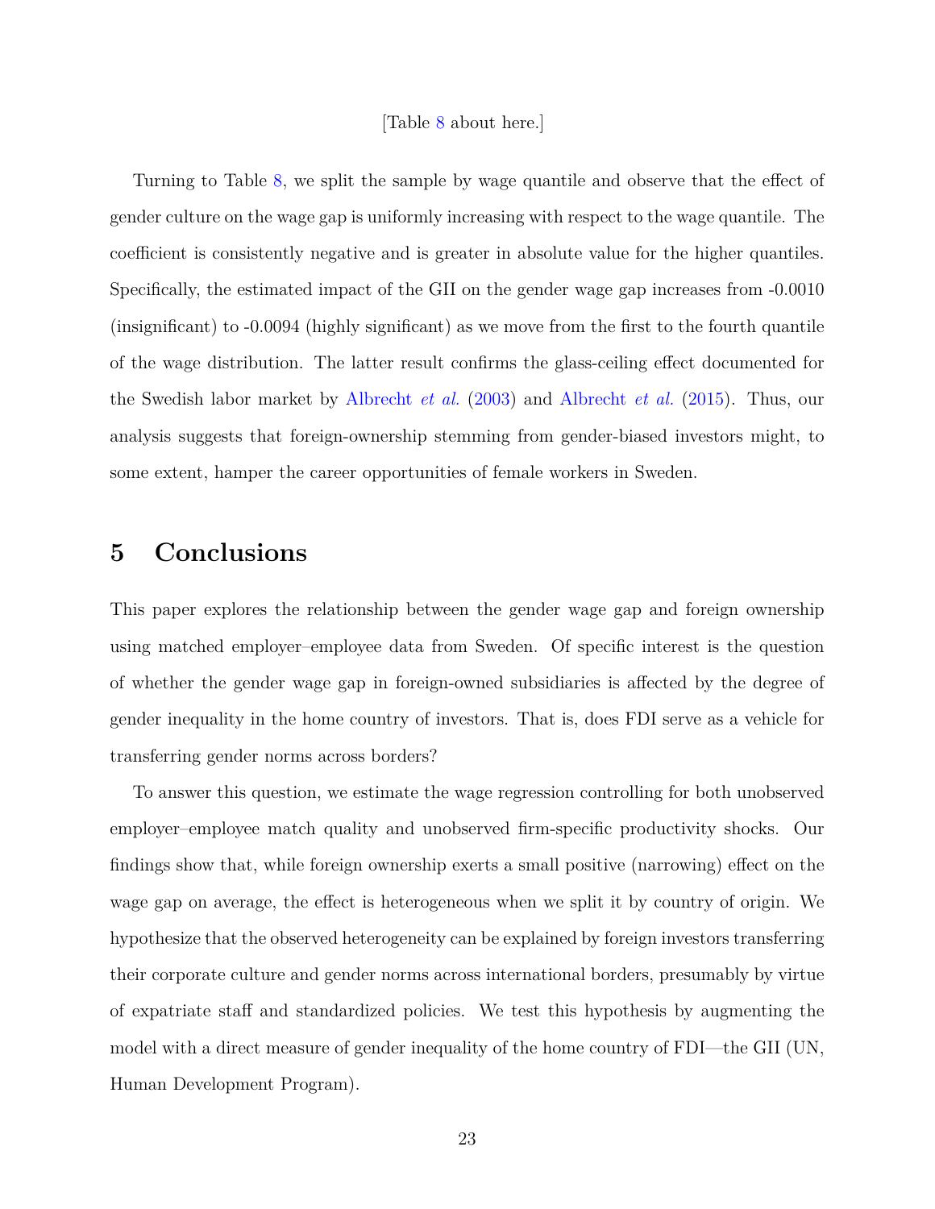[Table 8 about here.]

Turning to Table 8, we split the sample by wage quantile and observe that the effect of gender culture on the wage gap is uniformly increasing with respect to the wage quantile. The coefficient is consistently negative and is greater in absolute value for the higher quantiles. Specifically, the estimated impact of the GII on the gender wage gap increases from -0.0010 (insignificant) to -0.0094 (highly significant) as we move from the first to the fourth quantile of the wage distribution. The latter result confirms the glass-ceiling effect documented for the Swedish labor market by Albrecht *et al.* (2003) and Albrecht *et al.* (2015). Thus, our analysis suggests that foreign-ownership stemming from gender-biased investors might, to some extent, hamper the career opportunities of female workers in Sweden.

## 5 Conclusions

This paper explores the relationship between the gender wage gap and foreign ownership using matched employer–employee data from Sweden. Of specific interest is the question of whether the gender wage gap in foreign-owned subsidiaries is affected by the degree of gender inequality in the home country of investors. That is, does FDI serve as a vehicle for transferring gender norms across borders?

To answer this question, we estimate the wage regression controlling for both unobserved employer–employee match quality and unobserved firm-specific productivity shocks. Our findings show that, while foreign ownership exerts a small positive (narrowing) effect on the wage gap on average, the effect is heterogeneous when we split it by country of origin. We hypothesize that the observed heterogeneity can be explained by foreign investors transferring their corporate culture and gender norms across international borders, presumably by virtue of expatriate staff and standardized policies. We test this hypothesis by augmenting the model with a direct measure of gender inequality of the home country of FDI—the GII (UN, Human Development Program).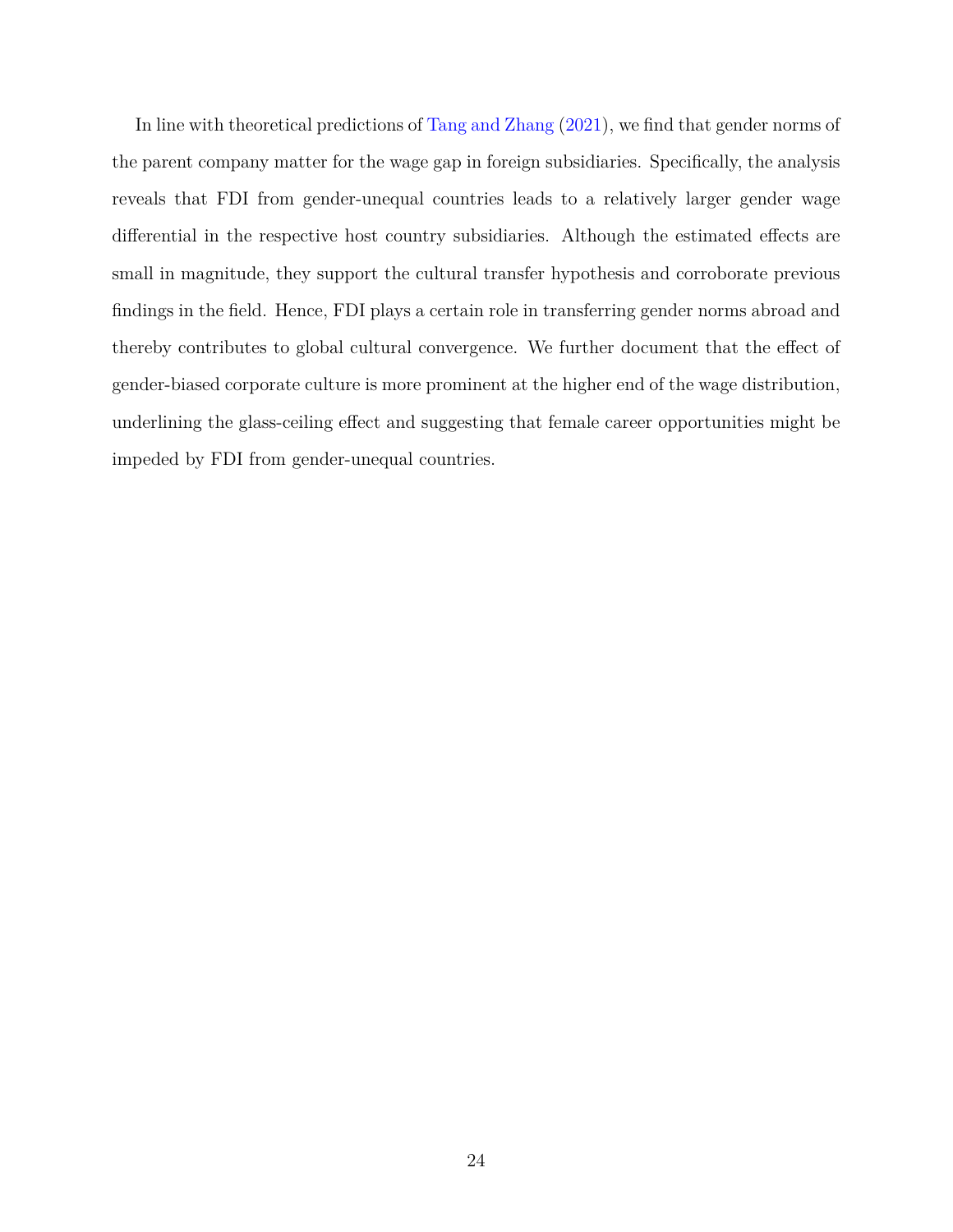In line with theoretical predictions of Tang and Zhang (2021), we find that gender norms of the parent company matter for the wage gap in foreign subsidiaries. Specifically, the analysis reveals that FDI from gender-unequal countries leads to a relatively larger gender wage differential in the respective host country subsidiaries. Although the estimated effects are small in magnitude, they support the cultural transfer hypothesis and corroborate previous findings in the field. Hence, FDI plays a certain role in transferring gender norms abroad and thereby contributes to global cultural convergence. We further document that the effect of gender-biased corporate culture is more prominent at the higher end of the wage distribution, underlining the glass-ceiling effect and suggesting that female career opportunities might be impeded by FDI from gender-unequal countries.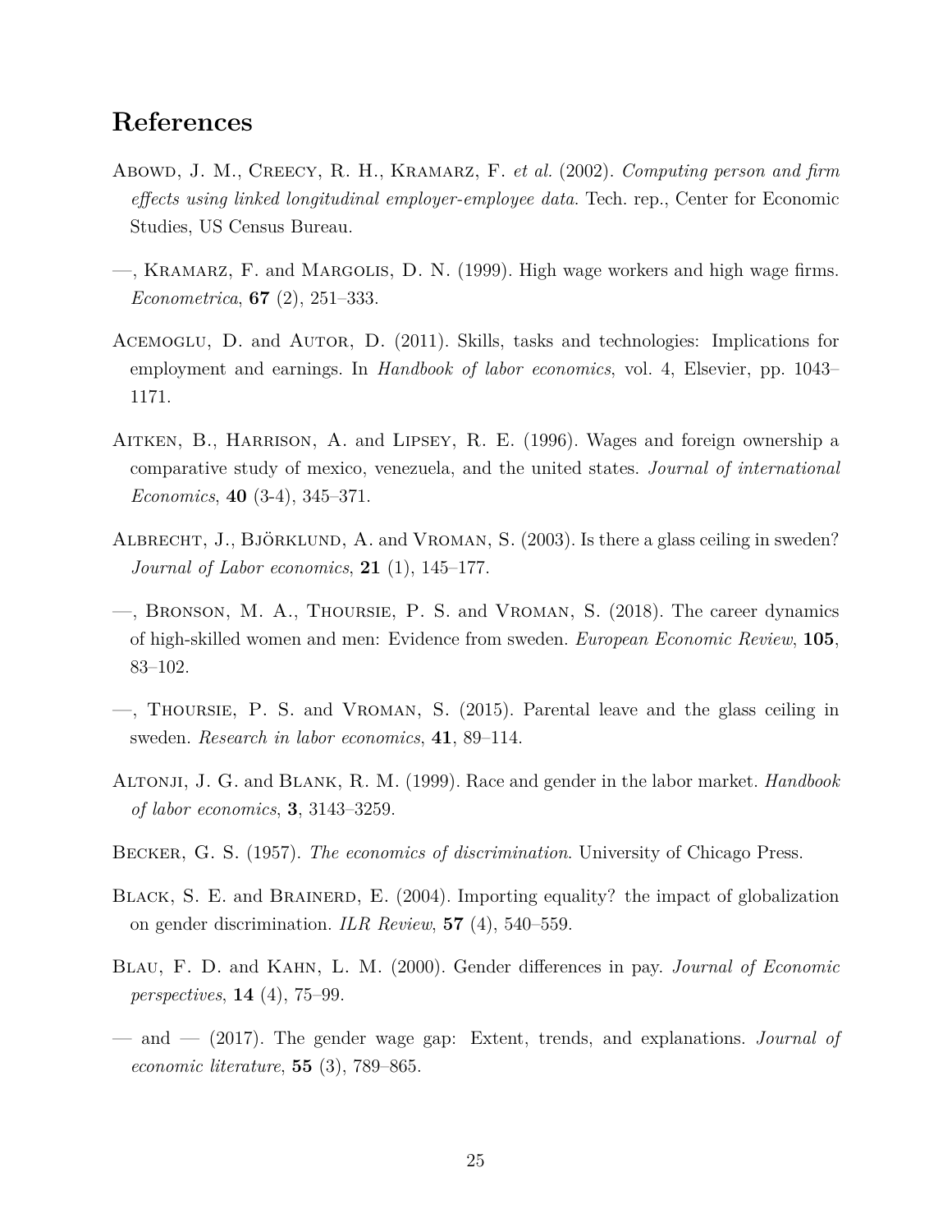# References

Abowd, J. M., Creecy, R. H., Kramarz, F. *et al.* (2002). *Computing person and firm effects using linked longitudinal employer-employee data*. Tech. rep., Center for Economic Studies, US Census Bureau.

—, Kramarz, F. and Margolis, D. N. (1999). High wage workers and high wage firms. *Econometrica*, **67** (2), 251–333.

Acemoglu, D. and Autor, D. (2011). Skills, tasks and technologies: Implications for employment and earnings. In *Handbook of labor economics*, vol. 4, Elsevier, pp. 1043–1171.

Aitken, B., Harrison, A. and Lipsey, R. E. (1996). Wages and foreign ownership a comparative study of mexico, venezuela, and the united states. *Journal of international Economics*, **40** (3-4), 345–371.

Albrecht, J., Björklund, A. and Vroman, S. (2003). Is there a glass ceiling in sweden? *Journal of Labor economics*, **21** (1), 145–177.

—, Bronson, M. A., Thoursie, P. S. and Vroman, S. (2018). The career dynamics of high-skilled women and men: Evidence from sweden. *European Economic Review*, **105**, 83–102.

—, Thoursie, P. S. and Vroman, S. (2015). Parental leave and the glass ceiling in sweden. *Research in labor economics*, **41**, 89–114.

Altonji, J. G. and Blank, R. M. (1999). Race and gender in the labor market. *Handbook of labor economics*, **3**, 3143–3259.

Becker, G. S. (1957). *The economics of discrimination*. University of Chicago Press.

Black, S. E. and Brainerd, E. (2004). Importing equality? the impact of globalization on gender discrimination. *ILR Review*, **57** (4), 540–559.

Blau, F. D. and Kahn, L. M. (2000). Gender differences in pay. *Journal of Economic perspectives*, **14** (4), 75–99.

— and — (2017). The gender wage gap: Extent, trends, and explanations. *Journal of economic literature*, **55** (3), 789–865.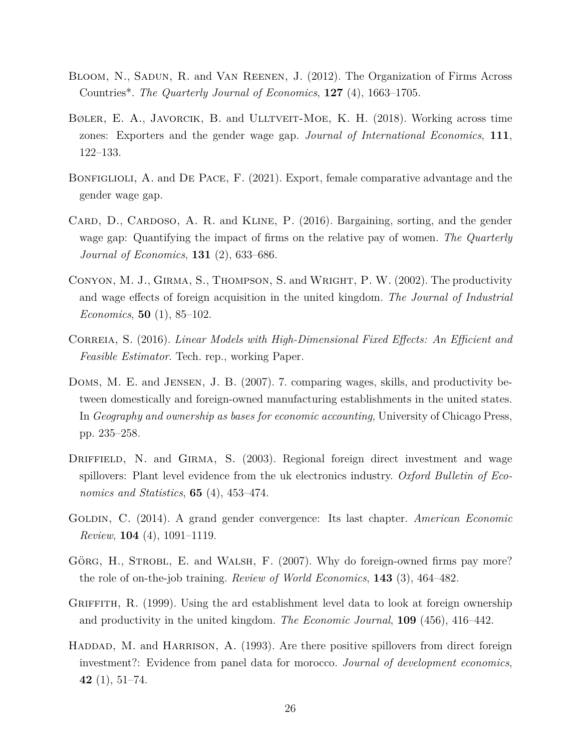Bloom, N., Sadun, R. and Van Reenen, J. (2012). The Organization of Firms Across Countries*. *The Quarterly Journal of Economics*, **127** (4), 1663–1705.

Bøler, E. A., Javorcik, B. and Ulltveit-Moe, K. H. (2018). Working across time zones: Exporters and the gender wage gap. *Journal of International Economics*, **111**, 122–133.

Bonfiglioli, A. and De Pace, F. (2021). Export, female comparative advantage and the gender wage gap.

Card, D., Cardoso, A. R. and Kline, P. (2016). Bargaining, sorting, and the gender wage gap: Quantifying the impact of firms on the relative pay of women. *The Quarterly Journal of Economics*, **131** (2), 633–686.

Conyon, M. J., Girma, S., Thompson, S. and Wright, P. W. (2002). The productivity and wage effects of foreign acquisition in the united kingdom. *The Journal of Industrial Economics*, **50** (1), 85–102.

Correia, S. (2016). *Linear Models with High-Dimensional Fixed Effects: An Efficient and Feasible Estimator*. Tech. rep., working Paper.

Doms, M. E. and Jensen, J. B. (2007). 7. comparing wages, skills, and productivity between domestically and foreign-owned manufacturing establishments in the united states. In *Geography and ownership as bases for economic accounting*, University of Chicago Press, pp. 235–258.

Driffield, N. and Girma, S. (2003). Regional foreign direct investment and wage spillovers: Plant level evidence from the uk electronics industry. *Oxford Bulletin of Economics and Statistics*, **65** (4), 453–474.

Goldin, C. (2014). A grand gender convergence: Its last chapter. *American Economic Review*, **104** (4), 1091–1119.

Görg, H., Strobl, E. and Walsh, F. (2007). Why do foreign-owned firms pay more? the role of on-the-job training. *Review of World Economics*, **143** (3), 464–482.

Griffith, R. (1999). Using the ard establishment level data to look at foreign ownership and productivity in the united kingdom. *The Economic Journal*, **109** (456), 416–442.

Haddad, M. and Harrison, A. (1993). Are there positive spillovers from direct foreign investment?: Evidence from panel data for morocco. *Journal of development economics*, **42** (1), 51–74.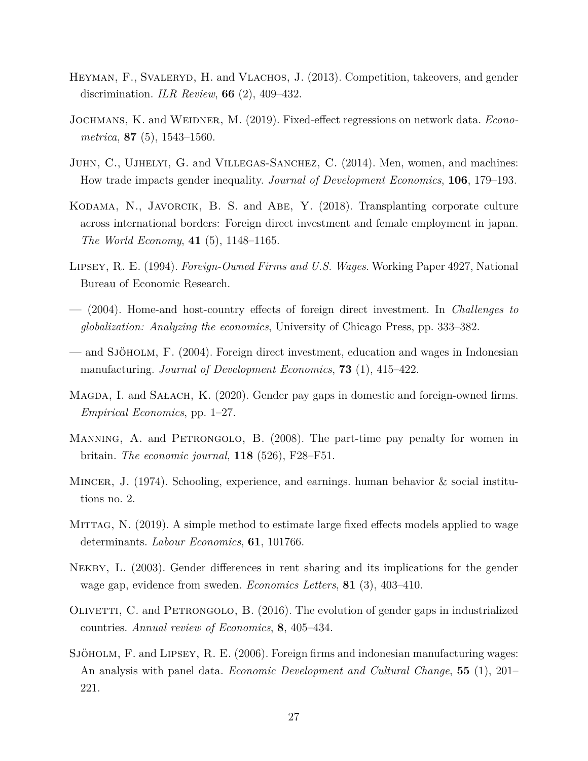Heyman, F., Svaleryd, H. and Vlachos, J. (2013). Competition, takeovers, and gender discrimination. *ILR Review*, **66** (2), 409–432.

Jochmans, K. and Weidner, M. (2019). Fixed-effect regressions on network data. *Econometrica*, **87** (5), 1543–1560.

Juhn, C., Ujhelyi, G. and Villegas-Sanchez, C. (2014). Men, women, and machines: How trade impacts gender inequality. *Journal of Development Economics*, **106**, 179–193.

Kodama, N., Javorcik, B. S. and Abe, Y. (2018). Transplanting corporate culture across international borders: Foreign direct investment and female employment in japan. *The World Economy*, **41** (5), 1148–1165.

Lipsey, R. E. (1994). *Foreign-Owned Firms and U.S. Wages*. Working Paper 4927, National Bureau of Economic Research.

— (2004). Home-and host-country effects of foreign direct investment. In *Challenges to globalization: Analyzing the economics*, University of Chicago Press, pp. 333–382.

— and Sjöholm, F. (2004). Foreign direct investment, education and wages in Indonesian manufacturing. *Journal of Development Economics*, **73** (1), 415–422.

Magda, I. and Sałach, K. (2020). Gender pay gaps in domestic and foreign-owned firms. *Empirical Economics*, pp. 1–27.

Manning, A. and Petrongolo, B. (2008). The part-time pay penalty for women in britain. *The economic journal*, **118** (526), F28–F51.

Mincer, J. (1974). Schooling, experience, and earnings. human behavior & social institutions no. 2.

Mittag, N. (2019). A simple method to estimate large fixed effects models applied to wage determinants. *Labour Economics*, **61**, 101766.

Nekby, L. (2003). Gender differences in rent sharing and its implications for the gender wage gap, evidence from sweden. *Economics Letters*, **81** (3), 403–410.

Olivetti, C. and Petrongolo, B. (2016). The evolution of gender gaps in industrialized countries. *Annual review of Economics*, **8**, 405–434.

Sjöholm, F. and Lipsey, R. E. (2006). Foreign firms and indonesian manufacturing wages: An analysis with panel data. *Economic Development and Cultural Change*, **55** (1), 201–221.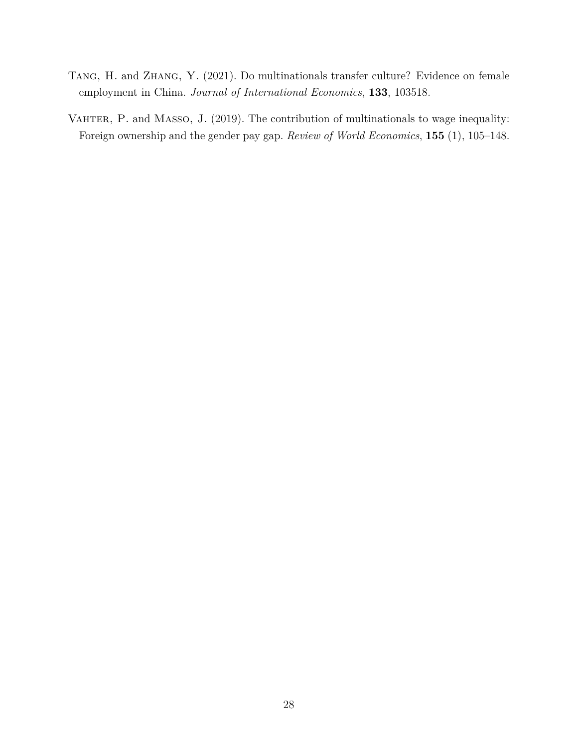Tang, H. and Zhang, Y. (2021). Do multinationals transfer culture? Evidence on female employment in China. *Journal of International Economics*, **133**, 103518.

Vahter, P. and Masso, J. (2019). The contribution of multinationals to wage inequality: Foreign ownership and the gender pay gap. *Review of World Economics*, **155** (1), 105–148.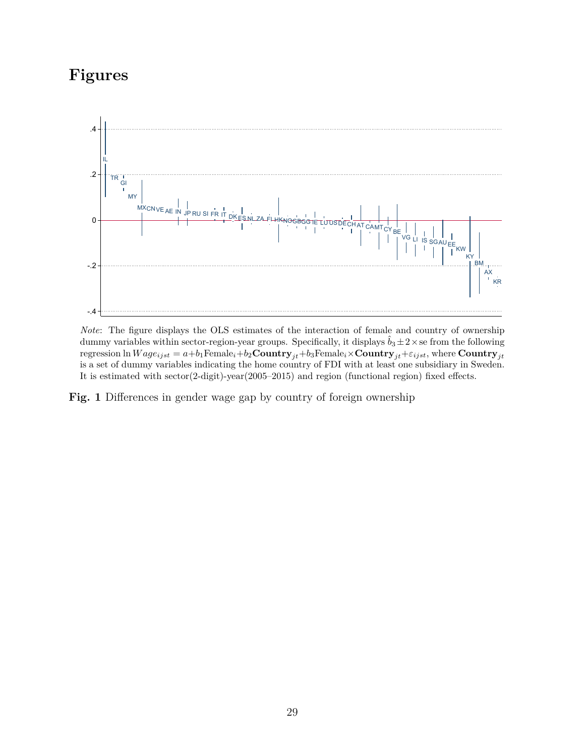# Figures

*Note*: The figure displays the OLS estimates of the interaction of female and country of ownership dummy variables within sector-region-year groups. Specifically, it displays $\hat{b}_3 \pm 2 \times \text{se}$ from the following regression $\ln Wage_{ijst} = a + b_1 \text{Female}_i + b_2 \textbf{Country}_{jt} + b_3 \text{Female}_i \times \textbf{Country}_{jt} + \varepsilon_{ijst}$, where $\textbf{Country}_{jt}$ is a set of dummy variables indicating the home country of FDI with at least one subsidiary in Sweden. It is estimated with sector(2-digit)-year(2005–2015) and region (functional region) fixed effects.

**Fig. 1** Differences in gender wage gap by country of foreign ownership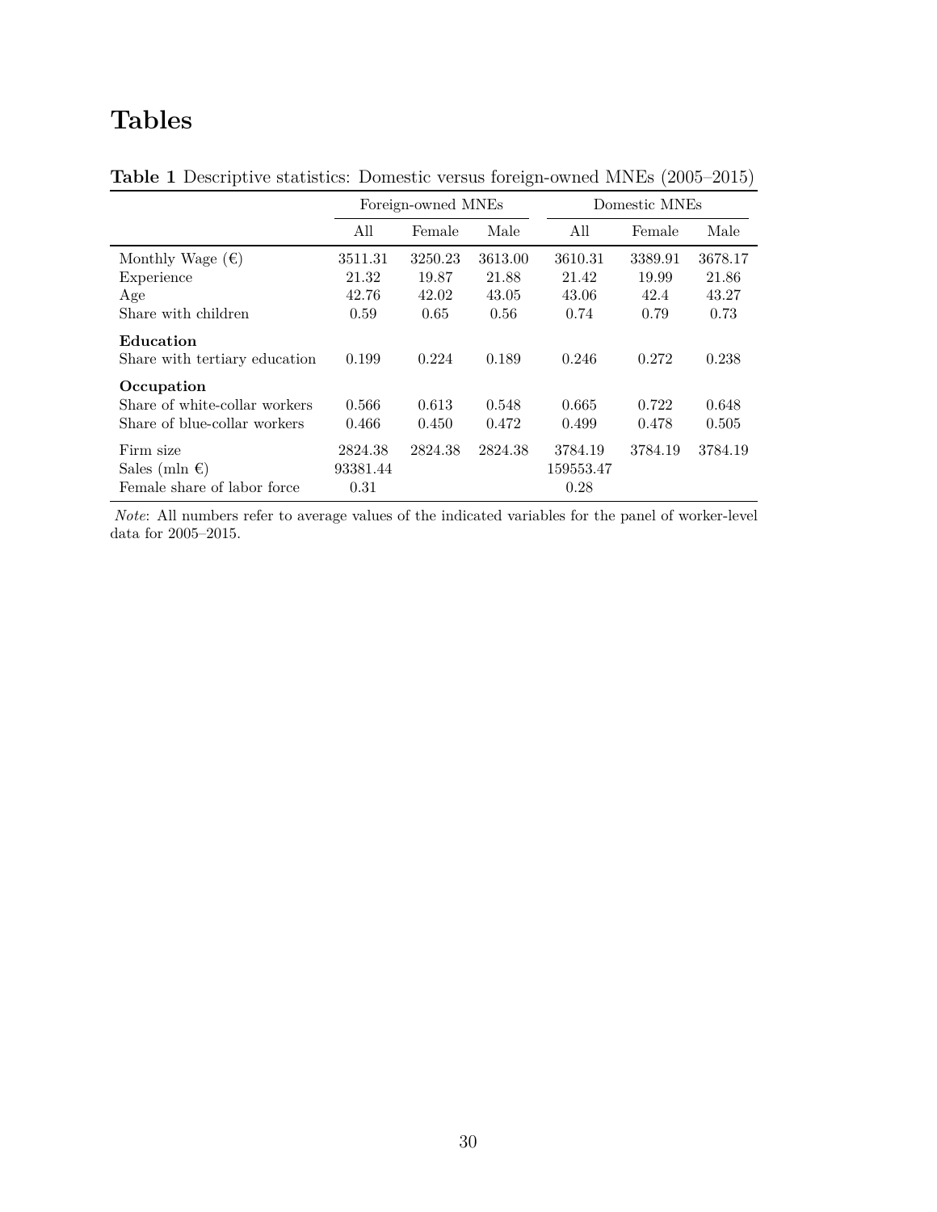# Tables

**Table 1** Descriptive statistics: Domestic versus foreign-owned MNEs (2005–2015)

| | Foreign-owned MNEs | | | Domestic MNEs | | |
|---|---|---|---|---|---|---|
| | All | Female | Male | All | Female | Male |
| Monthly Wage (€) | 3511.31 | 3250.23 | 3613.00 | 3610.31 | 3389.91 | 3678.17 |
| Experience | 21.32 | 19.87 | 21.88 | 21.42 | 19.99 | 21.86 |
| Age | 42.76 | 42.02 | 43.05 | 43.06 | 42.4 | 43.27 |
| Share with children | 0.59 | 0.65 | 0.56 | 0.74 | 0.79 | 0.73 |
| **Education** | | | | | | |
| Share with tertiary education | 0.199 | 0.224 | 0.189 | 0.246 | 0.272 | 0.238 |
| **Occupation** | | | | | | |
| Share of white-collar workers | 0.566 | 0.613 | 0.548 | 0.665 | 0.722 | 0.648 |
| Share of blue-collar workers | 0.466 | 0.450 | 0.472 | 0.499 | 0.478 | 0.505 |
| Firm size | 2824.38 | 2824.38 | 2824.38 | 3784.19 | 3784.19 | 3784.19 |
| Sales (mln €) | 93381.44 | | | 159553.47 | | |
| Female share of labor force | 0.31 | | | 0.28 | | |

*Note*: All numbers refer to average values of the indicated variables for the panel of worker-level data for 2005–2015.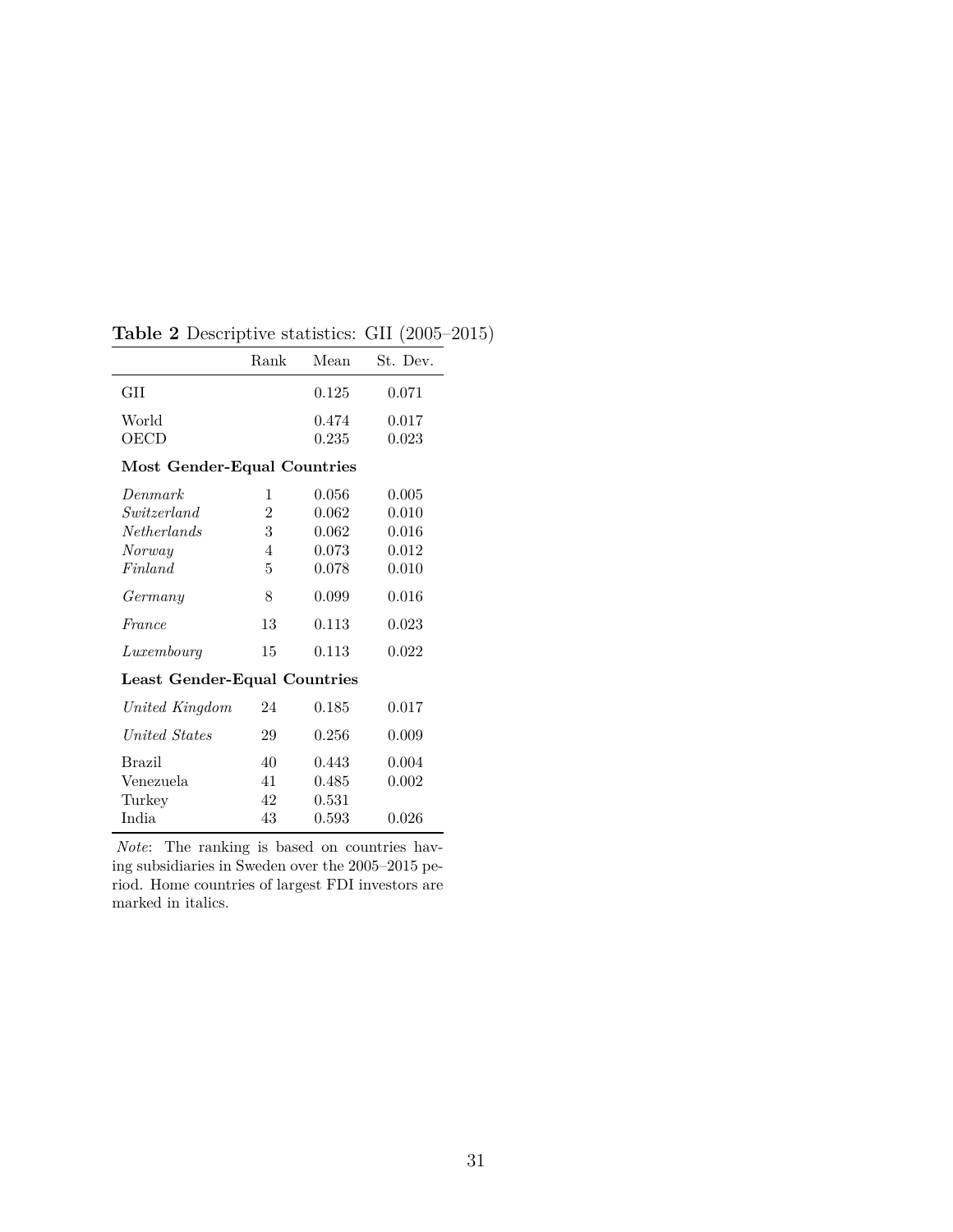**Table 2** Descriptive statistics: GII (2005–2015)

| | Rank | Mean | St. Dev. |
|---|---|---|---|
| GII | | 0.125 | 0.071 |
| World | | 0.474 | 0.017 |
| OECD | | 0.235 | 0.023 |
| **Most Gender-Equal Countries** | | | |
| *Denmark* | 1 | 0.056 | 0.005 |
| *Switzerland* | 2 | 0.062 | 0.010 |
| *Netherlands* | 3 | 0.062 | 0.016 |
| *Norway* | 4 | 0.073 | 0.012 |
| *Finland* | 5 | 0.078 | 0.010 |
| *Germany* | 8 | 0.099 | 0.016 |
| *France* | 13 | 0.113 | 0.023 |
| *Luxembourg* | 15 | 0.113 | 0.022 |
| **Least Gender-Equal Countries** | | | |
| *United Kingdom* | 24 | 0.185 | 0.017 |
| *United States* | 29 | 0.256 | 0.009 |
| Brazil | 40 | 0.443 | 0.004 |
| Venezuela | 41 | 0.485 | 0.002 |
| Turkey | 42 | 0.531 | |
| India | 43 | 0.593 | 0.026 |

*Note*: The ranking is based on countries having subsidiaries in Sweden over the 2005–2015 period. Home countries of largest FDI investors are marked in italics.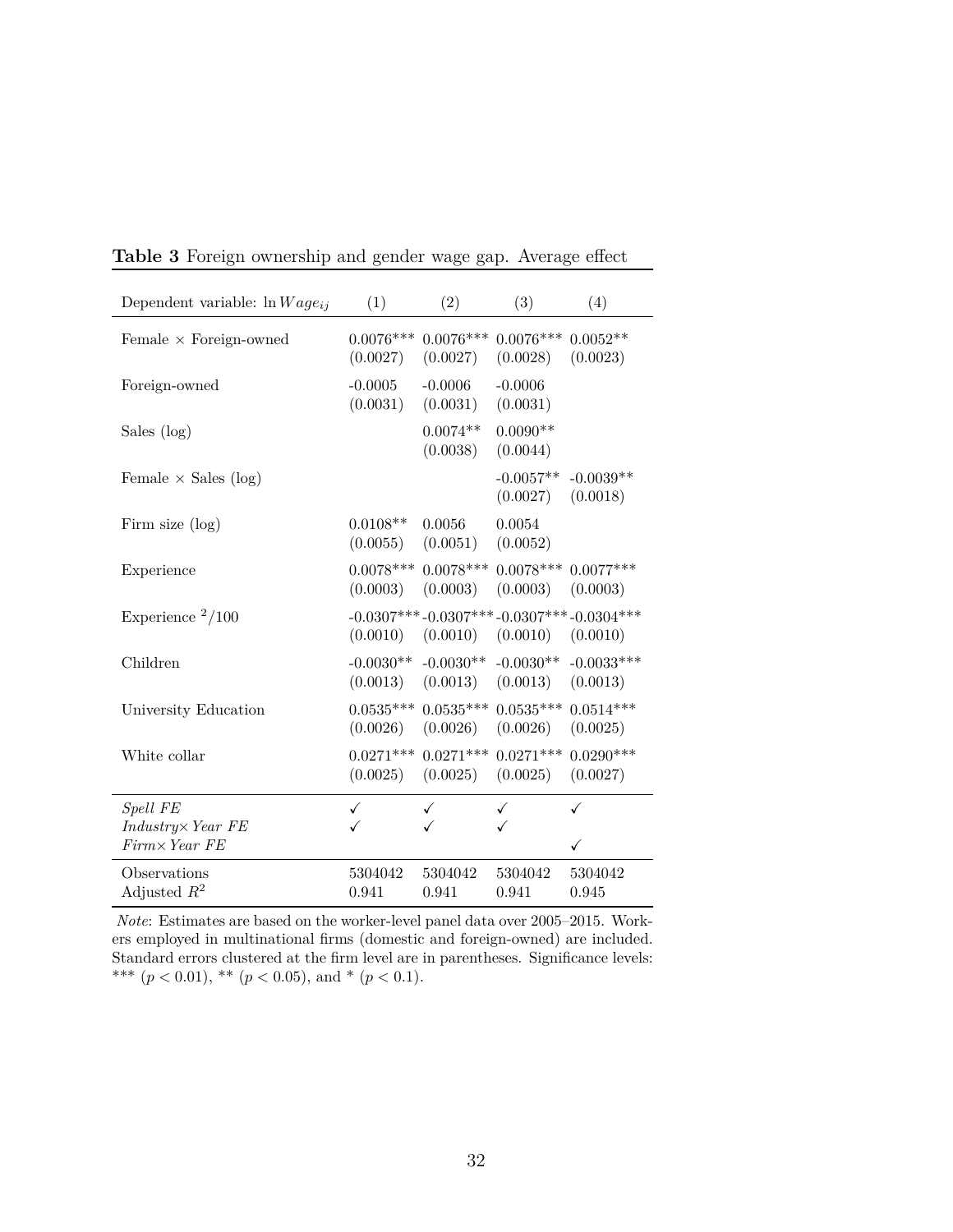**Table 3** Foreign ownership and gender wage gap. Average effect

| Dependent variable: $\ln Wage_{ij}$ | (1) | (2) | (3) | (4) |
|---|---|---|---|---|
| Female × Foreign-owned | 0.0076*** | 0.0076*** | 0.0076*** | 0.0052** |
| | (0.0027) | (0.0027) | (0.0028) | (0.0023) |
| Foreign-owned | -0.0005 | -0.0006 | -0.0006 | |
| | (0.0031) | (0.0031) | (0.0031) | |
| Sales (log) | | 0.0074** | 0.0090** | |
| | | (0.0038) | (0.0044) | |
| Female × Sales (log) | | | -0.0057** | -0.0039** |
| | | | (0.0027) | (0.0018) |
| Firm size (log) | 0.0108** | 0.0056 | 0.0054 | |
| | (0.0055) | (0.0051) | (0.0052) | |
| Experience | 0.0078*** | 0.0078*** | 0.0078*** | 0.0077*** |
| | (0.0003) | (0.0003) | (0.0003) | (0.0003) |
| Experience $^2$/100 | -0.0307*** | -0.0307*** | -0.0307*** | -0.0304*** |
| | (0.0010) | (0.0010) | (0.0010) | (0.0010) |
| Children | -0.0030** | -0.0030** | -0.0030** | -0.0033*** |
| | (0.0013) | (0.0013) | (0.0013) | (0.0013) |
| University Education | 0.0535*** | 0.0535*** | 0.0535*** | 0.0514*** |
| | (0.0026) | (0.0026) | (0.0026) | (0.0025) |
| White collar | 0.0271*** | 0.0271*** | 0.0271*** | 0.0290*** |
| | (0.0025) | (0.0025) | (0.0025) | (0.0027) |
| *Spell FE* | ✓ | ✓ | ✓ | ✓ |
| *Industry× Year FE* | ✓ | ✓ | ✓ | |
| *Firm× Year FE* | | | | ✓ |
| Observations | 5304042 | 5304042 | 5304042 | 5304042 |
| Adjusted $R^2$ | 0.941 | 0.941 | 0.941 | 0.945 |

*Note*: Estimates are based on the worker-level panel data over 2005–2015. Workers employed in multinational firms (domestic and foreign-owned) are included. Standard errors clustered at the firm level are in parentheses. Significance levels: *** ($p < 0.01$), ** ($p < 0.05$), and * ($p < 0.1$).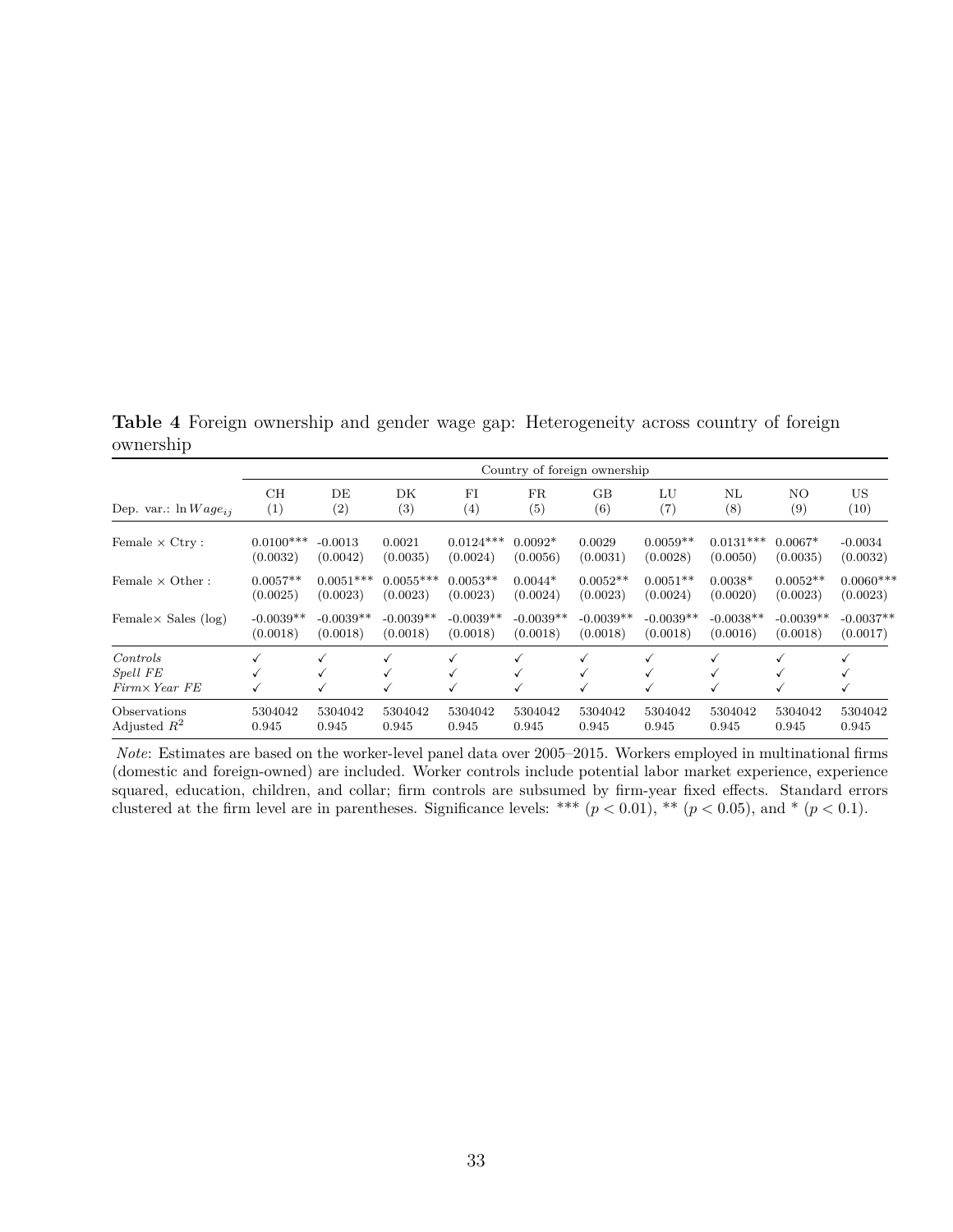**Table 4** Foreign ownership and gender wage gap: Heterogeneity across country of foreign ownership

| | Country of foreign ownership | | | | | | | | | |
|---|---|---|---|---|---|---|---|---|---|---|
| Dep. var.: $\ln Wage_{ij}$ | CH (1) | DE (2) | DK (3) | FI (4) | FR (5) | GB (6) | LU (7) | NL (8) | NO (9) | US (10) |
| Female × Ctry : | 0.0100*** | -0.0013 | 0.0021 | 0.0124*** | 0.0092* | 0.0029 | 0.0059** | 0.0131*** | 0.0067* | -0.0034 |
| | (0.0032) | (0.0042) | (0.0035) | (0.0024) | (0.0056) | (0.0031) | (0.0028) | (0.0050) | (0.0035) | (0.0032) |
| Female × Other : | 0.0057** | 0.0051*** | 0.0055*** | 0.0053** | 0.0044* | 0.0052** | 0.0051** | 0.0038* | 0.0052** | 0.0060*** |
| | (0.0025) | (0.0023) | (0.0023) | (0.0023) | (0.0024) | (0.0023) | (0.0024) | (0.0020) | (0.0023) | (0.0023) |
| Female× Sales (log) | -0.0039** | -0.0039** | -0.0039** | -0.0039** | -0.0039** | -0.0039** | -0.0039** | -0.0038** | -0.0039** | -0.0037** |
| | (0.0018) | (0.0018) | (0.0018) | (0.0018) | (0.0018) | (0.0018) | (0.0018) | (0.0016) | (0.0018) | (0.0017) |
| *Controls* | ✓ | ✓ | ✓ | ✓ | ✓ | ✓ | ✓ | ✓ | ✓ | ✓ |
| *Spell FE* | ✓ | ✓ | ✓ | ✓ | ✓ | ✓ | ✓ | ✓ | ✓ | ✓ |
| *Firm× Year FE* | ✓ | ✓ | ✓ | ✓ | ✓ | ✓ | ✓ | ✓ | ✓ | ✓ |
| Observations | 5304042 | 5304042 | 5304042 | 5304042 | 5304042 | 5304042 | 5304042 | 5304042 | 5304042 | 5304042 |
| Adjusted $R^2$ | 0.945 | 0.945 | 0.945 | 0.945 | 0.945 | 0.945 | 0.945 | 0.945 | 0.945 | 0.945 |

*Note*: Estimates are based on the worker-level panel data over 2005–2015. Workers employed in multinational firms (domestic and foreign-owned) are included. Worker controls include potential labor market experience, experience squared, education, children, and collar; firm controls are subsumed by firm-year fixed effects. Standard errors clustered at the firm level are in parentheses. Significance levels: *** ($p < 0.01$), ** ($p < 0.05$), and * ($p < 0.1$).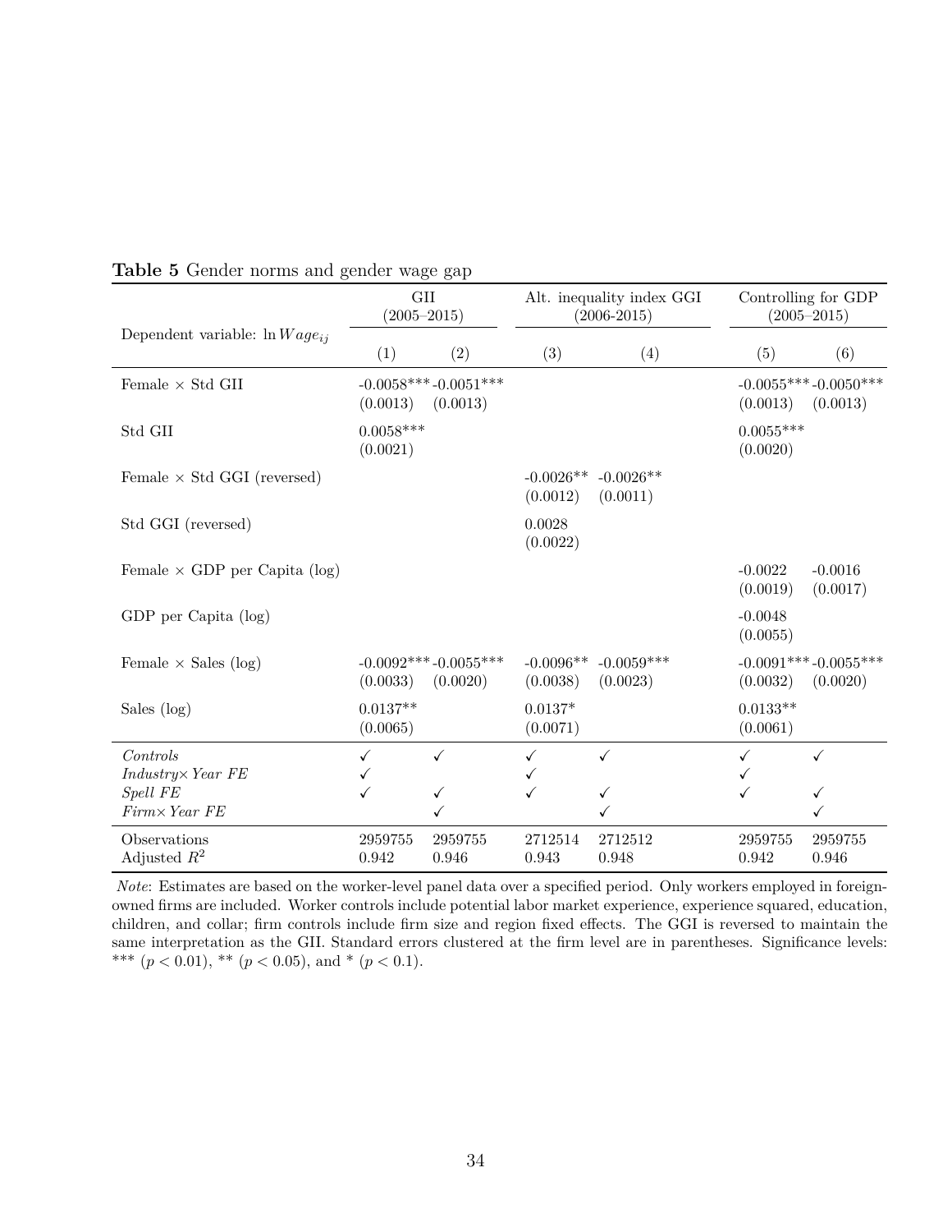**Table 5** Gender norms and gender wage gap

| Dependent variable: $\ln Wage_{ij}$ | GII (2005–2015) | | Alt. inequality index GGI (2006-2015) | | Controlling for GDP (2005–2015) | |
|---|---|---|---|---|---|---|
| | (1) | (2) | (3) | (4) | (5) | (6) |
| Female × Std GII | -0.0058*** | -0.0051*** | | | -0.0055*** | -0.0050*** |
| | (0.0013) | (0.0013) | | | (0.0013) | (0.0013) |
| Std GII | 0.0058*** | | | | 0.0055*** | |
| | (0.0021) | | | | (0.0020) | |
| Female × Std GGI (reversed) | | | -0.0026** | -0.0026** | | |
| | | | (0.0012) | (0.0011) | | |
| Std GGI (reversed) | | | 0.0028 | | | |
| | | | (0.0022) | | | |
| Female × GDP per Capita (log) | | | | | -0.0022 | -0.0016 |
| | | | | | (0.0019) | (0.0017) |
| GDP per Capita (log) | | | | | -0.0048 | |
| | | | | | (0.0055) | |
| Female × Sales (log) | -0.0092*** | -0.0055*** | -0.0096** | -0.0059*** | -0.0091*** | -0.0055*** |
| | (0.0033) | (0.0020) | (0.0038) | (0.0023) | (0.0032) | (0.0020) |
| Sales (log) | 0.0137** | | 0.0137* | | 0.0133** | |
| | (0.0065) | | (0.0071) | | (0.0061) | |
| *Controls* | ✓ | ✓ | ✓ | ✓ | ✓ | ✓ |
| *Industry× Year FE* | ✓ | | ✓ | | ✓ | |
| *Spell FE* | ✓ | ✓ | ✓ | ✓ | ✓ | ✓ |
| *Firm× Year FE* | | ✓ | | ✓ | | ✓ |
| Observations | 2959755 | 2959755 | 2712514 | 2712512 | 2959755 | 2959755 |
| Adjusted $R^2$ | 0.942 | 0.946 | 0.943 | 0.948 | 0.942 | 0.946 |

*Note*: Estimates are based on the worker-level panel data over a specified period. Only workers employed in foreign-owned firms are included. Worker controls include potential labor market experience, experience squared, education, children, and collar; firm controls include firm size and region fixed effects. The GGI is reversed to maintain the same interpretation as the GII. Standard errors clustered at the firm level are in parentheses. Significance levels: *** ($p < 0.01$), ** ($p < 0.05$), and * ($p < 0.1$).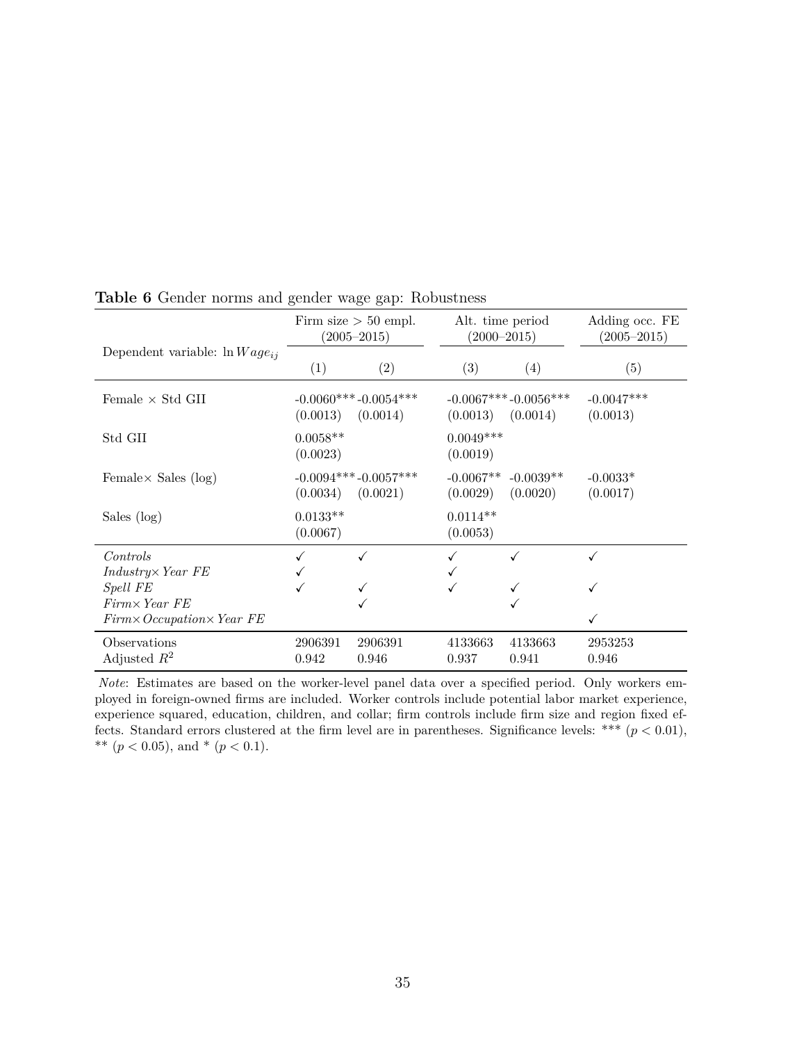**Table 6** Gender norms and gender wage gap: Robustness

| Dependent variable: $\ln Wage_{ij}$ | Firm size > 50 empl. (2005–2015) | | Alt. time period (2000–2015) | | Adding occ. FE (2005–2015) |
|---|---|---|---|---|---|
| | (1) | (2) | (3) | (4) | (5) |
| Female × Std GII | -0.0060*** | -0.0054*** | -0.0067*** | -0.0056*** | -0.0047*** |
| | (0.0013) | (0.0014) | (0.0013) | (0.0014) | (0.0013) |
| Std GII | 0.0058** | | 0.0049*** | | |
| | (0.0023) | | (0.0019) | | |
| Female× Sales (log) | -0.0094*** | -0.0057*** | -0.0067** | -0.0039** | -0.0033* |
| | (0.0034) | (0.0021) | (0.0029) | (0.0020) | (0.0017) |
| Sales (log) | 0.0133** | | 0.0114** | | |
| | (0.0067) | | (0.0053) | | |
| *Controls* | ✓ | ✓ | ✓ | ✓ | ✓ |
| *Industry× Year FE* | ✓ | | ✓ | | |
| *Spell FE* | ✓ | ✓ | ✓ | ✓ | ✓ |
| *Firm× Year FE* | | ✓ | | ✓ | |
| *Firm× Occupation× Year FE* | | | | | ✓ |
| Observations | 2906391 | 2906391 | 4133663 | 4133663 | 2953253 |
| Adjusted $R^2$ | 0.942 | 0.946 | 0.937 | 0.941 | 0.946 |

*Note*: Estimates are based on the worker-level panel data over a specified period. Only workers employed in foreign-owned firms are included. Worker controls include potential labor market experience, experience squared, education, children, and collar; firm controls include firm size and region fixed effects. Standard errors clustered at the firm level are in parentheses. Significance levels: *** ($p < 0.01$), ** ($p < 0.05$), and * ($p < 0.1$).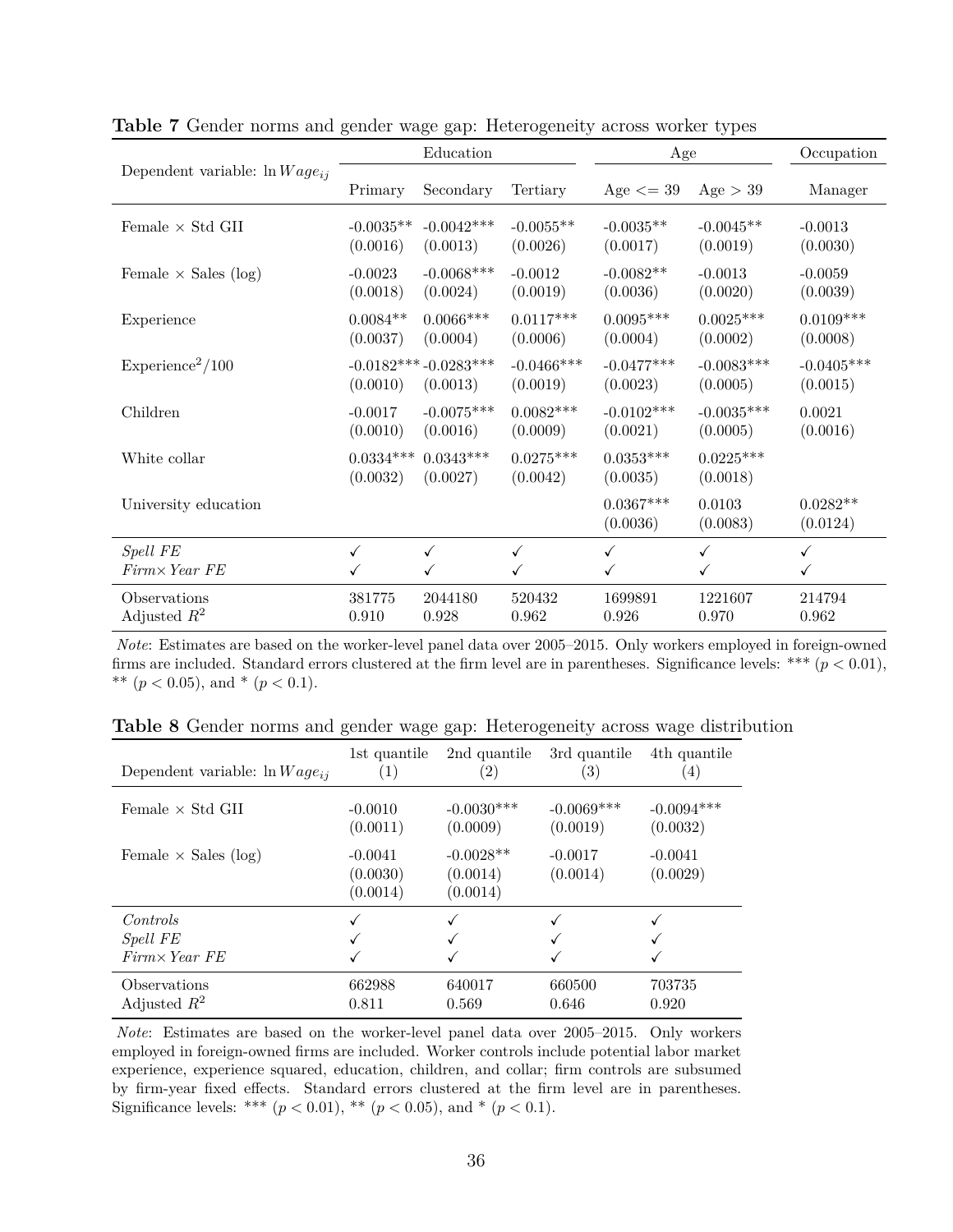**Table 7** Gender norms and gender wage gap: Heterogeneity across worker types

| Dependent variable: $\ln Wage_{ij}$ | Education | | | Age | | Occupation |
|---|---|---|---|---|---|---|
| | Primary | Secondary | Tertiary | Age <= 39 | Age > 39 | Manager |
| Female × Std GII | -0.0035** | -0.0042*** | -0.0055** | -0.0035** | -0.0045** | -0.0013 |
| | (0.0016) | (0.0013) | (0.0026) | (0.0017) | (0.0019) | (0.0030) |
| Female × Sales (log) | -0.0023 | -0.0068*** | -0.0012 | -0.0082** | -0.0013 | -0.0059 |
| | (0.0018) | (0.0024) | (0.0019) | (0.0036) | (0.0020) | (0.0039) |
| Experience | 0.0084** | 0.0066*** | 0.0117*** | 0.0095*** | 0.0025*** | 0.0109*** |
| | (0.0037) | (0.0004) | (0.0006) | (0.0004) | (0.0002) | (0.0008) |
| Experience$^2$/100 | -0.0182*** | -0.0283*** | -0.0466*** | -0.0477*** | -0.0083*** | -0.0405*** |
| | (0.0010) | (0.0013) | (0.0019) | (0.0023) | (0.0005) | (0.0015) |
| Children | -0.0017 | -0.0075*** | 0.0082*** | -0.0102*** | -0.0035*** | 0.0021 |
| | (0.0010) | (0.0016) | (0.0009) | (0.0021) | (0.0005) | (0.0016) |
| White collar | 0.0334*** | 0.0343*** | 0.0275*** | 0.0353*** | 0.0225*** | |
| | (0.0032) | (0.0027) | (0.0042) | (0.0035) | (0.0018) | |
| University education | | | | 0.0367*** | 0.0103 | 0.0282** |
| | | | | (0.0036) | (0.0083) | (0.0124) |
| *Spell FE* | ✓ | ✓ | ✓ | ✓ | ✓ | ✓ |
| *Firm× Year FE* | ✓ | ✓ | ✓ | ✓ | ✓ | ✓ |
| Observations | 381775 | 2044180 | 520432 | 1699891 | 1221607 | 214794 |
| Adjusted $R^2$ | 0.910 | 0.928 | 0.962 | 0.926 | 0.970 | 0.962 |

*Note*: Estimates are based on the worker-level panel data over 2005–2015. Only workers employed in foreign-owned firms are included. Standard errors clustered at the firm level are in parentheses. Significance levels: *** ($p < 0.01$), ** ($p < 0.05$), and * ($p < 0.1$).

**Table 8** Gender norms and gender wage gap: Heterogeneity across wage distribution

| Dependent variable: $\ln Wage_{ij}$ | 1st quantile (1) | 2nd quantile (2) | 3rd quantile (3) | 4th quantile (4) |
|---|---|---|---|---|
| Female × Std GII | -0.0010 | -0.0030*** | -0.0069*** | -0.0094*** |
| | (0.0011) | (0.0009) | (0.0019) | (0.0032) |
| Female × Sales (log) | -0.0041 | -0.0028** | -0.0017 | -0.0041 |
| | (0.0030) | (0.0014) | (0.0014) | (0.0029) |
| | (0.0014) | (0.0014) | | |
| *Controls* | ✓ | ✓ | ✓ | ✓ |
| *Spell FE* | ✓ | ✓ | ✓ | ✓ |
| *Firm× Year FE* | ✓ | ✓ | ✓ | ✓ |
| Observations | 662988 | 640017 | 660500 | 703735 |
| Adjusted $R^2$ | 0.811 | 0.569 | 0.646 | 0.920 |

*Note*: Estimates are based on the worker-level panel data over 2005–2015. Only workers employed in foreign-owned firms are included. Worker controls include potential labor market experience, experience squared, education, children, and collar; firm controls are subsumed by firm-year fixed effects. Standard errors clustered at the firm level are in parentheses. Significance levels: *** ($p < 0.01$), ** ($p < 0.05$), and * ($p < 0.1$).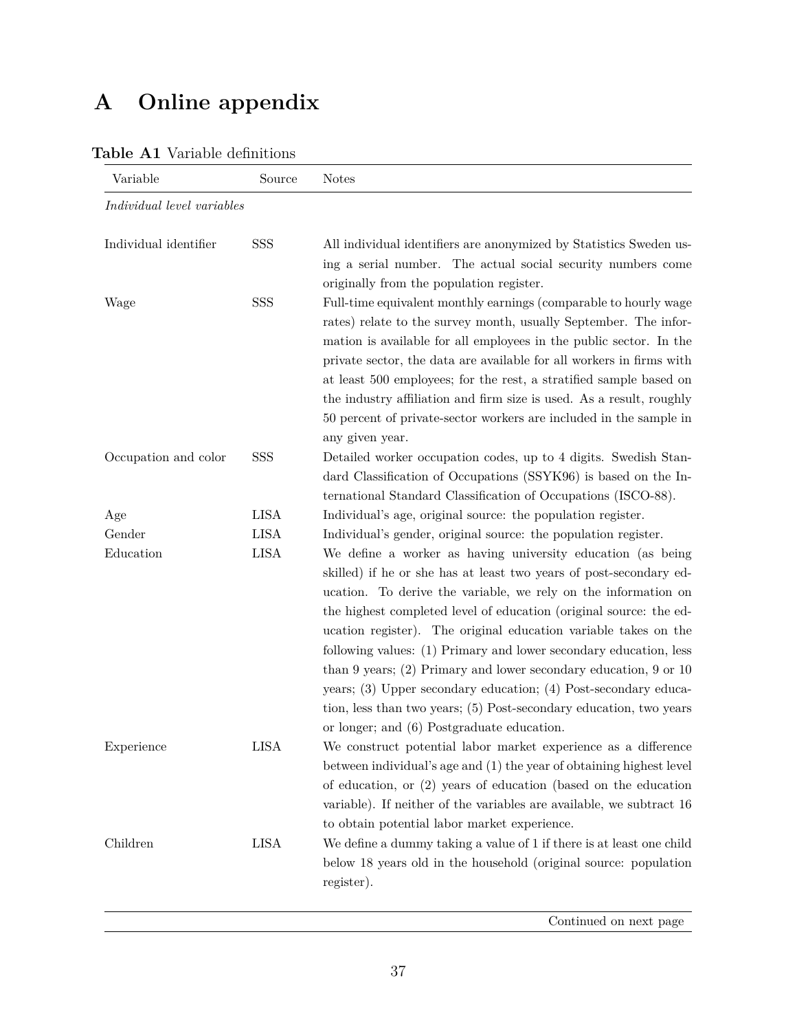# A Online appendix

**Table A1** Variable definitions

| Variable | Source | Notes |
|---|---|---|
| *Individual level variables* | | |
| Individual identifier | SSS | All individual identifiers are anonymized by Statistics Sweden using a serial number. The actual social security numbers come originally from the population register. |
| Wage | SSS | Full-time equivalent monthly earnings (comparable to hourly wage rates) relate to the survey month, usually September. The information is available for all employees in the public sector. In the private sector, the data are available for all workers in firms with at least 500 employees; for the rest, a stratified sample based on the industry affiliation and firm size is used. As a result, roughly 50 percent of private-sector workers are included in the sample in any given year. |
| Occupation and color | SSS | Detailed worker occupation codes, up to 4 digits. Swedish Standard Classification of Occupations (SSYK96) is based on the International Standard Classification of Occupations (ISCO-88). |
| Age | LISA | Individual's age, original source: the population register. |
| Gender | LISA | Individual's gender, original source: the population register. |
| Education | LISA | We define a worker as having university education (as being skilled) if he or she has at least two years of post-secondary education. To derive the variable, we rely on the information on the highest completed level of education (original source: the education register). The original education variable takes on the following values: (1) Primary and lower secondary education, less than 9 years; (2) Primary and lower secondary education, 9 or 10 years; (3) Upper secondary education; (4) Post-secondary education, less than two years; (5) Post-secondary education, two years or longer; and (6) Postgraduate education. |
| Experience | LISA | We construct potential labor market experience as a difference between individual's age and (1) the year of obtaining highest level of education, or (2) years of education (based on the education variable). If neither of the variables are available, we subtract 16 to obtain potential labor market experience. |
| Children | LISA | We define a dummy taking a value of 1 if there is at least one child below 18 years old in the household (original source: population register). |

Continued on next page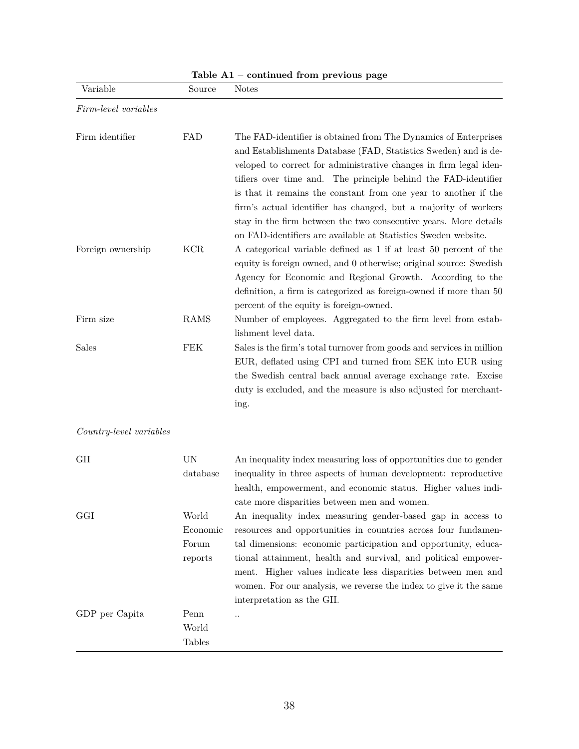**Table A1 – continued from previous page**

| Variable | Source | Notes |
|---|---|---|
| *Firm-level variables* | | |
| Firm identifier | FAD | The FAD-identifier is obtained from The Dynamics of Enterprises and Establishments Database (FAD, Statistics Sweden) and is developed to correct for administrative changes in firm legal identifiers over time and. The principle behind the FAD-identifier is that it remains the constant from one year to another if the firm's actual identifier has changed, but a majority of workers stay in the firm between the two consecutive years. More details on FAD-identifiers are available at Statistics Sweden website. |
| Foreign ownership | KCR | A categorical variable defined as 1 if at least 50 percent of the equity is foreign owned, and 0 otherwise; original source: Swedish Agency for Economic and Regional Growth. According to the definition, a firm is categorized as foreign-owned if more than 50 percent of the equity is foreign-owned. |
| Firm size | RAMS | Number of employees. Aggregated to the firm level from establishment level data. |
| Sales | FEK | Sales is the firm's total turnover from goods and services in million EUR, deflated using CPI and turned from SEK into EUR using the Swedish central back annual average exchange rate. Excise duty is excluded, and the measure is also adjusted for merchanting. |
| *Country-level variables* | | |
| GII | UN database | An inequality index measuring loss of opportunities due to gender inequality in three aspects of human development: reproductive health, empowerment, and economic status. Higher values indicate more disparities between men and women. |
| GGI | World Economic Forum reports | An inequality index measuring gender-based gap in access to resources and opportunities in countries across four fundamental dimensions: economic participation and opportunity, educational attainment, health and survival, and political empowerment. Higher values indicate less disparities between men and women. For our analysis, we reverse the index to give it the same interpretation as the GII. |
| GDP per Capita | Penn World Tables | .. |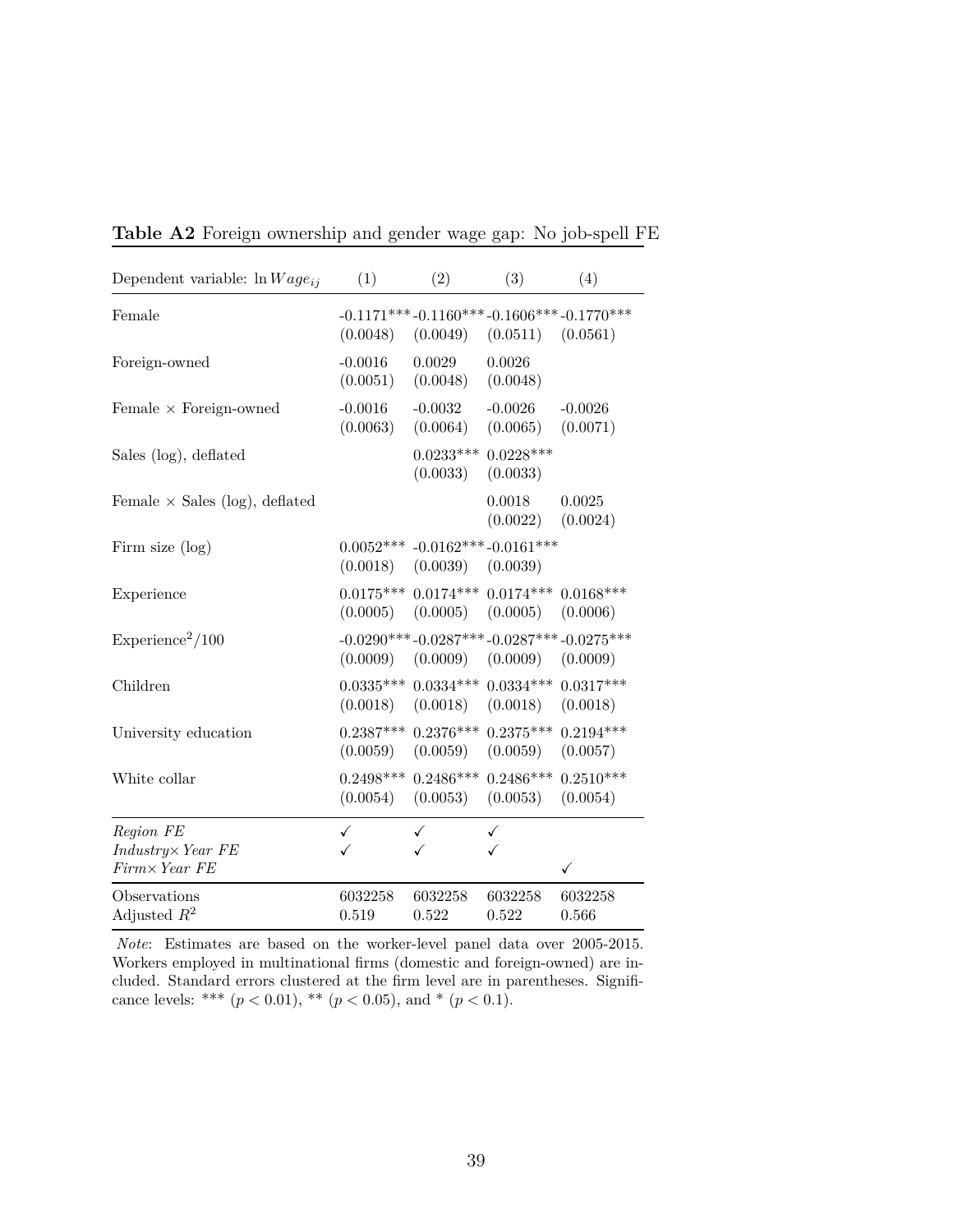**Table A2** Foreign ownership and gender wage gap: No job-spell FE

| Dependent variable: $\ln Wage_{ij}$ | (1) | (2) | (3) | (4) |
|---|---|---|---|---|
| Female | -0.1171*** | -0.1160*** | -0.1606*** | -0.1770*** |
| | (0.0048) | (0.0049) | (0.0511) | (0.0561) |
| Foreign-owned | -0.0016 | 0.0029 | 0.0026 | |
| | (0.0051) | (0.0048) | (0.0048) | |
| Female × Foreign-owned | -0.0016 | -0.0032 | -0.0026 | -0.0026 |
| | (0.0063) | (0.0064) | (0.0065) | (0.0071) |
| Sales (log), deflated | | 0.0233*** | 0.0228*** | |
| | | (0.0033) | (0.0033) | |
| Female × Sales (log), deflated | | | 0.0018 | 0.0025 |
| | | | (0.0022) | (0.0024) |
| Firm size (log) | 0.0052*** | -0.0162*** | -0.0161*** | |
| | (0.0018) | (0.0039) | (0.0039) | |
| Experience | 0.0175*** | 0.0174*** | 0.0174*** | 0.0168*** |
| | (0.0005) | (0.0005) | (0.0005) | (0.0006) |
| Experience$^2$/100 | -0.0290*** | -0.0287*** | -0.0287*** | -0.0275*** |
| | (0.0009) | (0.0009) | (0.0009) | (0.0009) |
| Children | 0.0335*** | 0.0334*** | 0.0334*** | 0.0317*** |
| | (0.0018) | (0.0018) | (0.0018) | (0.0018) |
| University education | 0.2387*** | 0.2376*** | 0.2375*** | 0.2194*** |
| | (0.0059) | (0.0059) | (0.0059) | (0.0057) |
| White collar | 0.2498*** | 0.2486*** | 0.2486*** | 0.2510*** |
| | (0.0054) | (0.0053) | (0.0053) | (0.0054) |
| *Region FE* | ✓ | ✓ | ✓ | |
| *Industry× Year FE* | ✓ | ✓ | ✓ | |
| *Firm× Year FE* | | | | ✓ |
| Observations | 6032258 | 6032258 | 6032258 | 6032258 |
| Adjusted $R^2$ | 0.519 | 0.522 | 0.522 | 0.566 |

*Note*: Estimates are based on the worker-level panel data over 2005-2015. Workers employed in multinational firms (domestic and foreign-owned) are included. Standard errors clustered at the firm level are in parentheses. Significance levels: *** ($p < 0.01$), ** ($p < 0.05$), and * ($p < 0.1$).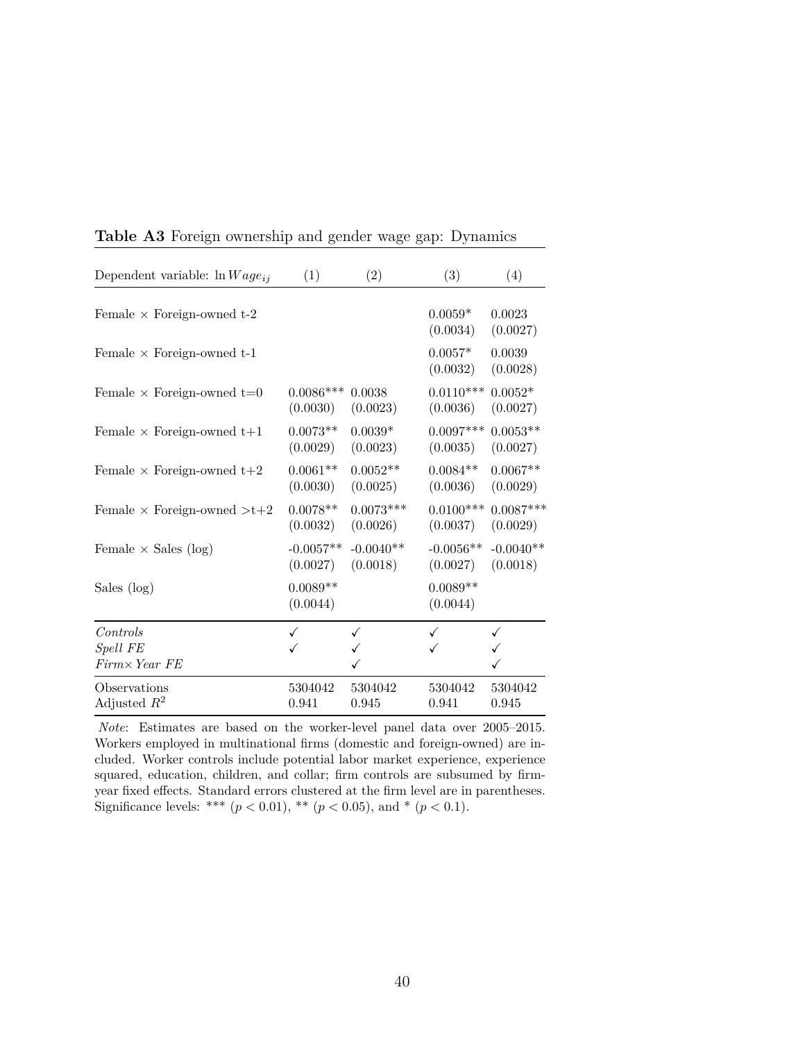**Table A3** Foreign ownership and gender wage gap: Dynamics

| Dependent variable: $\ln Wage_{ij}$ | (1) | (2) | (3) | (4) |
|---|---|---|---|---|
| Female × Foreign-owned t-2 | | | 0.0059* | 0.0023 |
| | | | (0.0034) | (0.0027) |
| Female × Foreign-owned t-1 | | | 0.0057* | 0.0039 |
| | | | (0.0032) | (0.0028) |
| Female × Foreign-owned t=0 | 0.0086*** | 0.0038 | 0.0110*** | 0.0052* |
| | (0.0030) | (0.0023) | (0.0036) | (0.0027) |
| Female × Foreign-owned t+1 | 0.0073** | 0.0039* | 0.0097*** | 0.0053** |
| | (0.0029) | (0.0023) | (0.0035) | (0.0027) |
| Female × Foreign-owned t+2 | 0.0061** | 0.0052** | 0.0084** | 0.0067** |
| | (0.0030) | (0.0025) | (0.0036) | (0.0029) |
| Female × Foreign-owned >t+2 | 0.0078** | 0.0073*** | 0.0100*** | 0.0087*** |
| | (0.0032) | (0.0026) | (0.0037) | (0.0029) |
| Female × Sales (log) | -0.0057** | -0.0040** | -0.0056** | -0.0040** |
| | (0.0027) | (0.0018) | (0.0027) | (0.0018) |
| Sales (log) | 0.0089** | | 0.0089** | |
| | (0.0044) | | (0.0044) | |
| *Controls* | ✓ | ✓ | ✓ | ✓ |
| *Spell FE* | ✓ | ✓ | ✓ | ✓ |
| *Firm× Year FE* | | ✓ | | ✓ |
| Observations | 5304042 | 5304042 | 5304042 | 5304042 |
| Adjusted $R^2$ | 0.941 | 0.945 | 0.941 | 0.945 |

*Note*: Estimates are based on the worker-level panel data over 2005–2015. Workers employed in multinational firms (domestic and foreign-owned) are included. Worker controls include potential labor market experience, experience squared, education, children, and collar; firm controls are subsumed by firm-year fixed effects. Standard errors clustered at the firm level are in parentheses. Significance levels: *** ($p < 0.01$), ** ($p < 0.05$), and * ($p < 0.1$).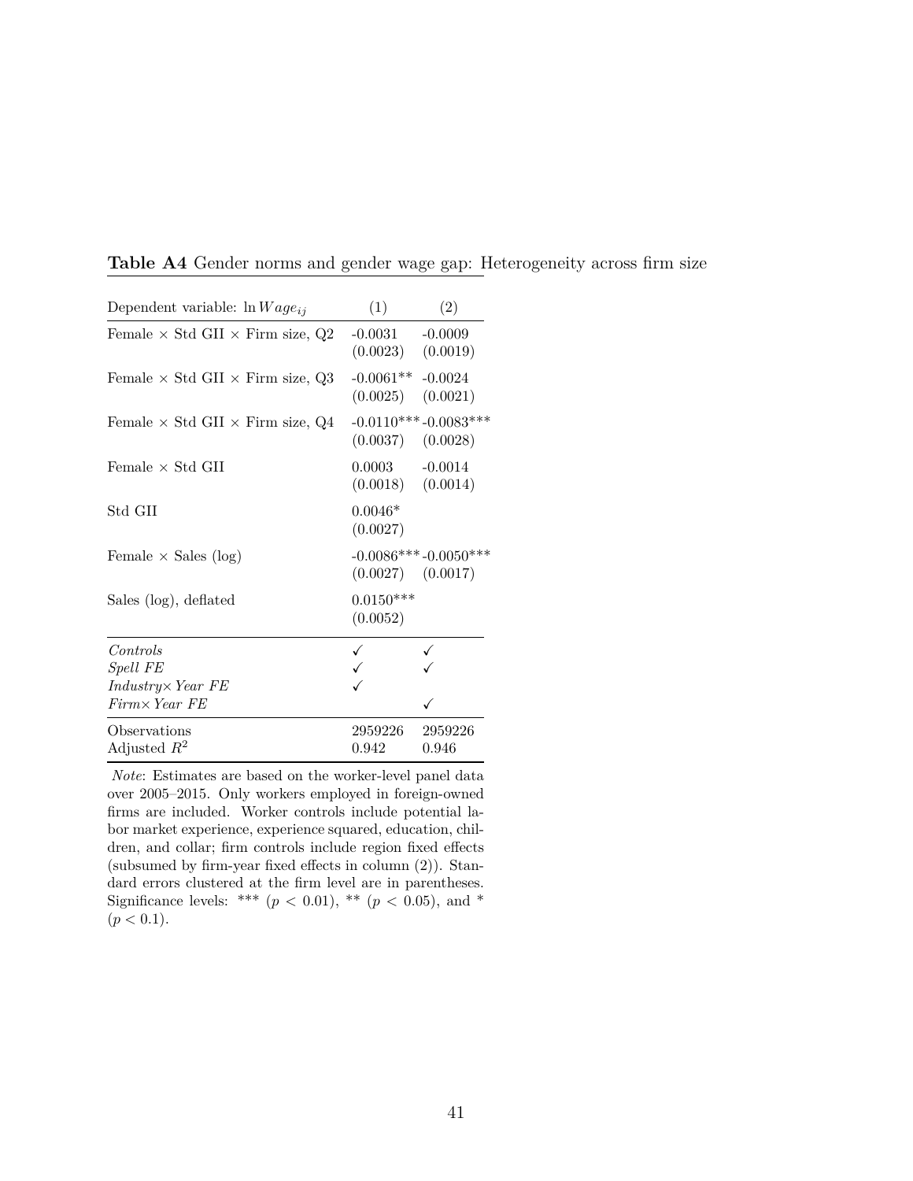**Table A4** Gender norms and gender wage gap: Heterogeneity across firm size

| Dependent variable: $\ln Wage_{ij}$ | (1) | (2) |
|---|---|---|
| Female × Std GII × Firm size, Q2 | -0.0031 | -0.0009 |
| | (0.0023) | (0.0019) |
| Female × Std GII × Firm size, Q3 | -0.0061** | -0.0024 |
| | (0.0025) | (0.0021) |
| Female × Std GII × Firm size, Q4 | -0.0110*** | -0.0083*** |
| | (0.0037) | (0.0028) |
| Female × Std GII | 0.0003 | -0.0014 |
| | (0.0018) | (0.0014) |
| Std GII | 0.0046* | |
| | (0.0027) | |
| Female × Sales (log) | -0.0086*** | -0.0050*** |
| | (0.0027) | (0.0017) |
| Sales (log), deflated | 0.0150*** | |
| | (0.0052) | |
| *Controls* | ✓ | ✓ |
| *Spell FE* | ✓ | ✓ |
| *Industry× Year FE* | ✓ | |
| *Firm× Year FE* | | ✓ |
| Observations | 2959226 | 2959226 |
| Adjusted $R^2$ | 0.942 | 0.946 |

*Note*: Estimates are based on the worker-level panel data over 2005–2015. Only workers employed in foreign-owned firms are included. Worker controls include potential labor market experience, experience squared, education, children, and collar; firm controls include region fixed effects (subsumed by firm-year fixed effects in column (2)). Standard errors clustered at the firm level are in parentheses. Significance levels: *** ($p < 0.01$), ** ($p < 0.05$), and * ($p < 0.1$).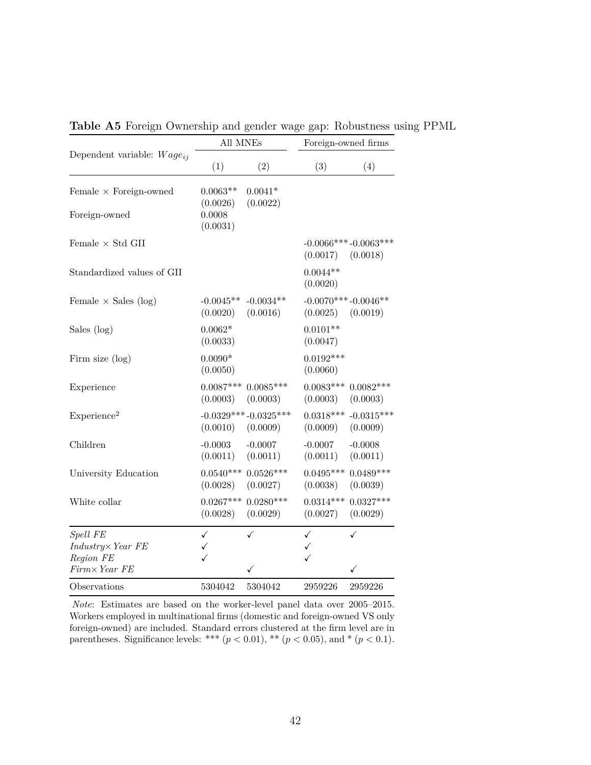**Table A5** Foreign Ownership and gender wage gap: Robustness using PPML

| Dependent variable: $Wage_{ij}$ | All MNEs | | Foreign-owned firms | |
|---|---|---|---|---|
| | (1) | (2) | (3) | (4) |
| Female × Foreign-owned | 0.0063** | 0.0041* | | |
| | (0.0026) | (0.0022) | | |
| Foreign-owned | 0.0008 | | | |
| | (0.0031) | | | |
| Female × Std GII | | | -0.0066*** | -0.0063*** |
| | | | (0.0017) | (0.0018) |
| Standardized values of GII | | | 0.0044** | |
| | | | (0.0020) | |
| Female × Sales (log) | -0.0045** | -0.0034** | -0.0070*** | -0.0046** |
| | (0.0020) | (0.0016) | (0.0025) | (0.0019) |
| Sales (log) | 0.0062* | | 0.0101** | |
| | (0.0033) | | (0.0047) | |
| Firm size (log) | 0.0090* | | 0.0192*** | |
| | (0.0050) | | (0.0060) | |
| Experience | 0.0087*** | 0.0085*** | 0.0083*** | 0.0082*** |
| | (0.0003) | (0.0003) | (0.0003) | (0.0003) |
| Experience$^2$ | -0.0329*** | -0.0325*** | 0.0318*** | -0.0315*** |
| | (0.0010) | (0.0009) | (0.0009) | (0.0009) |
| Children | -0.0003 | -0.0007 | -0.0007 | -0.0008 |
| | (0.0011) | (0.0011) | (0.0011) | (0.0011) |
| University Education | 0.0540*** | 0.0526*** | 0.0495*** | 0.0489*** |
| | (0.0028) | (0.0027) | (0.0038) | (0.0039) |
| White collar | 0.0267*** | 0.0280*** | 0.0314*** | 0.0327*** |
| | (0.0028) | (0.0029) | (0.0027) | (0.0029) |
| *Spell FE* | ✓ | ✓ | ✓ | ✓ |
| *Industry× Year FE* | ✓ | | ✓ | |
| *Region FE* | ✓ | | ✓ | |
| *Firm× Year FE* | | ✓ | | ✓ |
| Observations | 5304042 | 5304042 | 2959226 | 2959226 |

*Note*: Estimates are based on the worker-level panel data over 2005–2015. Workers employed in multinational firms (domestic and foreign-owned VS only foreign-owned) are included. Standard errors clustered at the firm level are in parentheses. Significance levels: *** ($p < 0.01$), ** ($p < 0.05$), and * ($p < 0.1$).